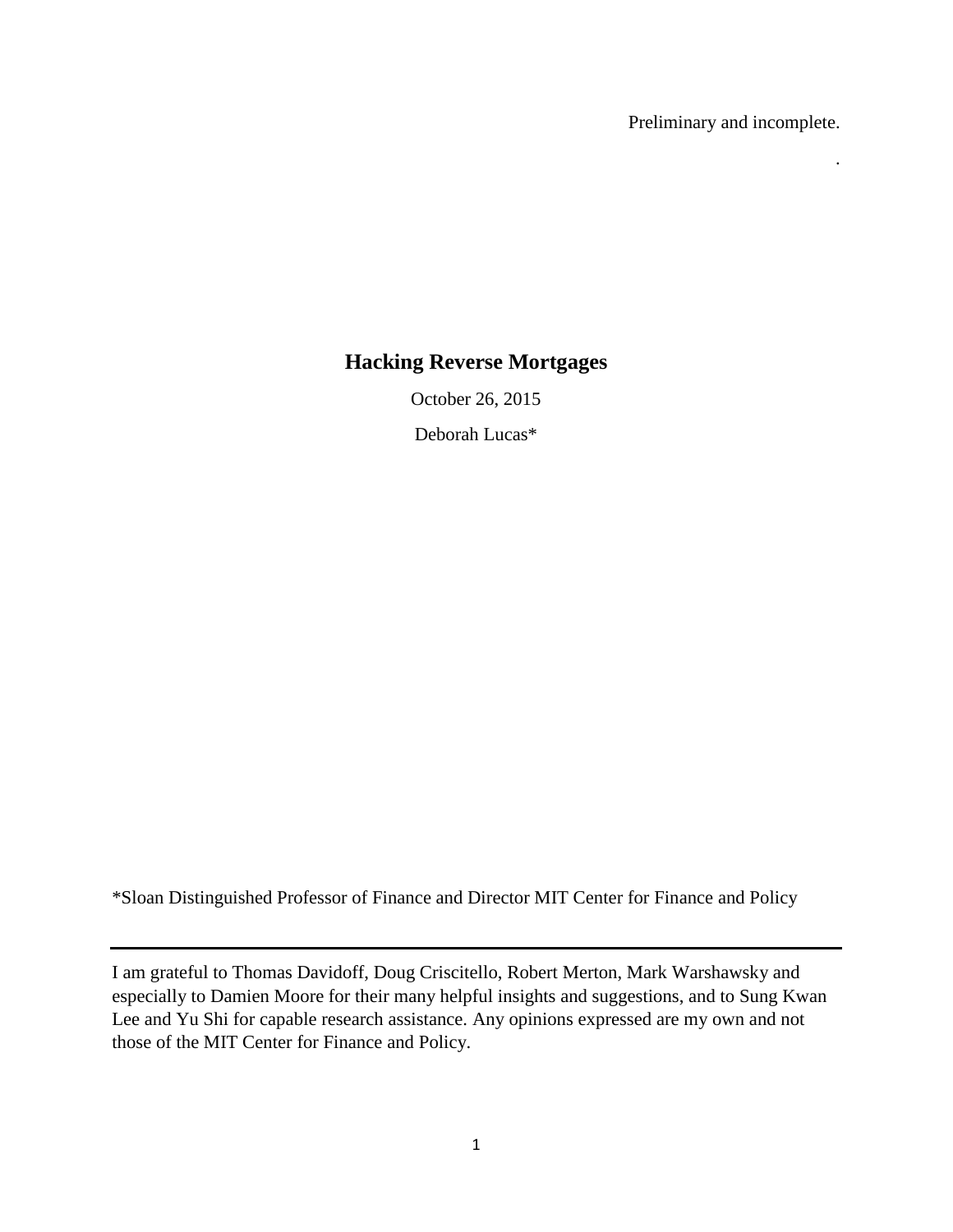Preliminary and incomplete.

.

# Hacking Reverse Mortgages

October 26, 2015

Deborah Lucas*

*Sloan Distinguished Professor of Finance and Director MIT Center for Finance and Policy

---

I am grateful to Thomas Davidoff, Doug Criscitello, Robert Merton, Mark Warshawsky and especially to Damien Moore for their many helpful insights and suggestions, and to Sung Kwan Lee and Yu Shi for capable research assistance. Any opinions expressed are my own and not those of the MIT Center for Finance and Policy.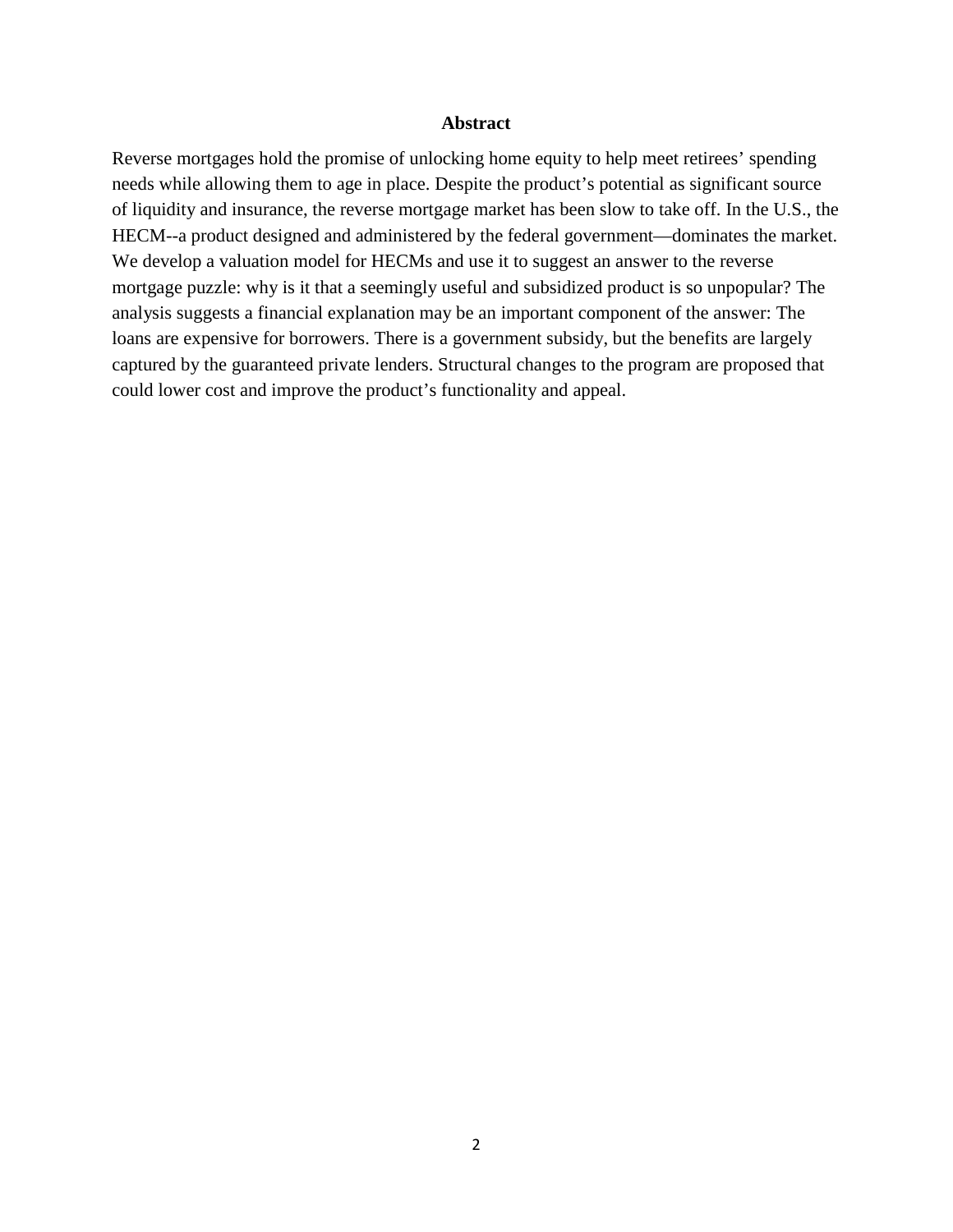## Abstract

Reverse mortgages hold the promise of unlocking home equity to help meet retirees' spending needs while allowing them to age in place. Despite the product's potential as significant source of liquidity and insurance, the reverse mortgage market has been slow to take off. In the U.S., the HECM--a product designed and administered by the federal government—dominates the market. We develop a valuation model for HECMs and use it to suggest an answer to the reverse mortgage puzzle: why is it that a seemingly useful and subsidized product is so unpopular? The analysis suggests a financial explanation may be an important component of the answer: The loans are expensive for borrowers. There is a government subsidy, but the benefits are largely captured by the guaranteed private lenders. Structural changes to the program are proposed that could lower cost and improve the product's functionality and appeal.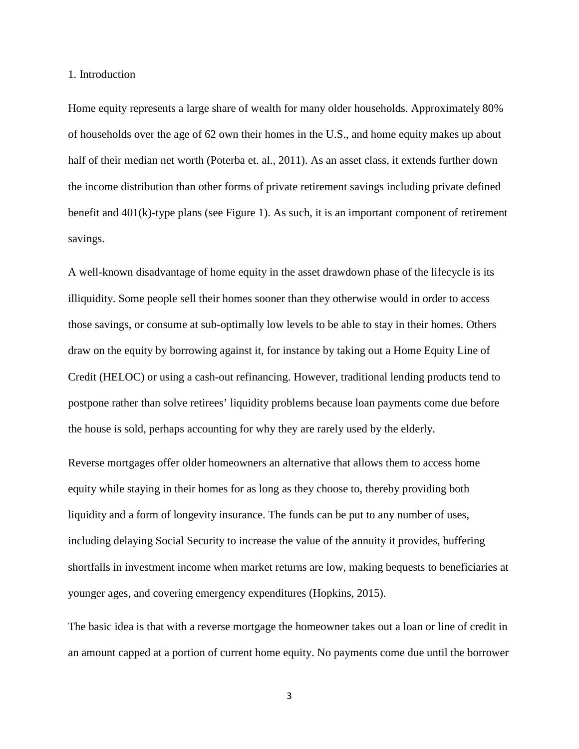## 1. Introduction

Home equity represents a large share of wealth for many older households. Approximately 80% of households over the age of 62 own their homes in the U.S., and home equity makes up about half of their median net worth (Poterba et. al., 2011). As an asset class, it extends further down the income distribution than other forms of private retirement savings including private defined benefit and 401(k)-type plans (see Figure 1). As such, it is an important component of retirement savings.

A well-known disadvantage of home equity in the asset drawdown phase of the lifecycle is its illiquidity. Some people sell their homes sooner than they otherwise would in order to access those savings, or consume at sub-optimally low levels to be able to stay in their homes. Others draw on the equity by borrowing against it, for instance by taking out a Home Equity Line of Credit (HELOC) or using a cash-out refinancing. However, traditional lending products tend to postpone rather than solve retirees' liquidity problems because loan payments come due before the house is sold, perhaps accounting for why they are rarely used by the elderly.

Reverse mortgages offer older homeowners an alternative that allows them to access home equity while staying in their homes for as long as they choose to, thereby providing both liquidity and a form of longevity insurance. The funds can be put to any number of uses, including delaying Social Security to increase the value of the annuity it provides, buffering shortfalls in investment income when market returns are low, making bequests to beneficiaries at younger ages, and covering emergency expenditures (Hopkins, 2015).

The basic idea is that with a reverse mortgage the homeowner takes out a loan or line of credit in an amount capped at a portion of current home equity. No payments come due until the borrower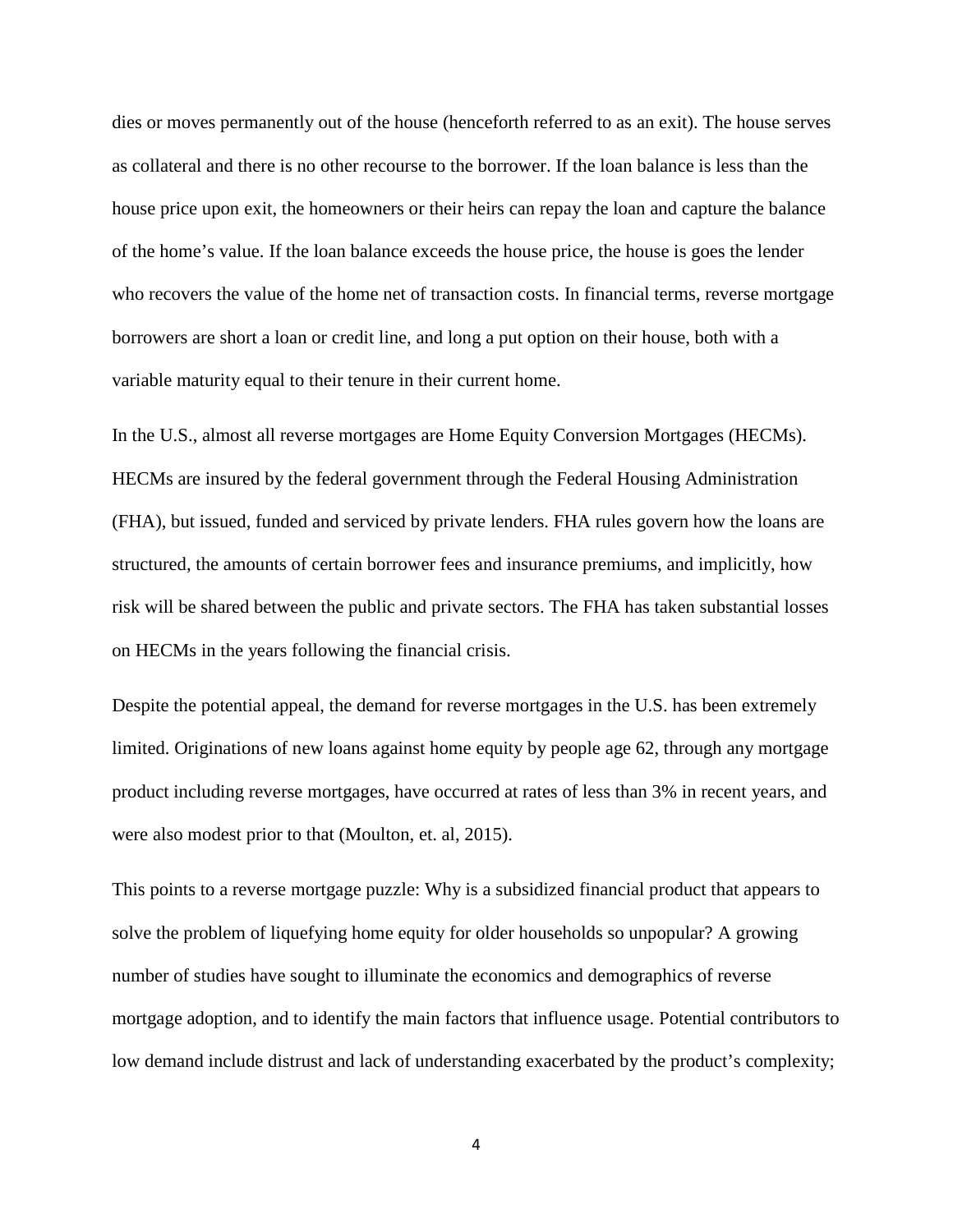dies or moves permanently out of the house (henceforth referred to as an exit). The house serves as collateral and there is no other recourse to the borrower. If the loan balance is less than the house price upon exit, the homeowners or their heirs can repay the loan and capture the balance of the home's value. If the loan balance exceeds the house price, the house is goes the lender who recovers the value of the home net of transaction costs. In financial terms, reverse mortgage borrowers are short a loan or credit line, and long a put option on their house, both with a variable maturity equal to their tenure in their current home.

In the U.S., almost all reverse mortgages are Home Equity Conversion Mortgages (HECMs). HECMs are insured by the federal government through the Federal Housing Administration (FHA), but issued, funded and serviced by private lenders. FHA rules govern how the loans are structured, the amounts of certain borrower fees and insurance premiums, and implicitly, how risk will be shared between the public and private sectors. The FHA has taken substantial losses on HECMs in the years following the financial crisis.

Despite the potential appeal, the demand for reverse mortgages in the U.S. has been extremely limited. Originations of new loans against home equity by people age 62, through any mortgage product including reverse mortgages, have occurred at rates of less than 3% in recent years, and were also modest prior to that (Moulton, et. al, 2015).

This points to a reverse mortgage puzzle: Why is a subsidized financial product that appears to solve the problem of liquefying home equity for older households so unpopular? A growing number of studies have sought to illuminate the economics and demographics of reverse mortgage adoption, and to identify the main factors that influence usage. Potential contributors to low demand include distrust and lack of understanding exacerbated by the product's complexity;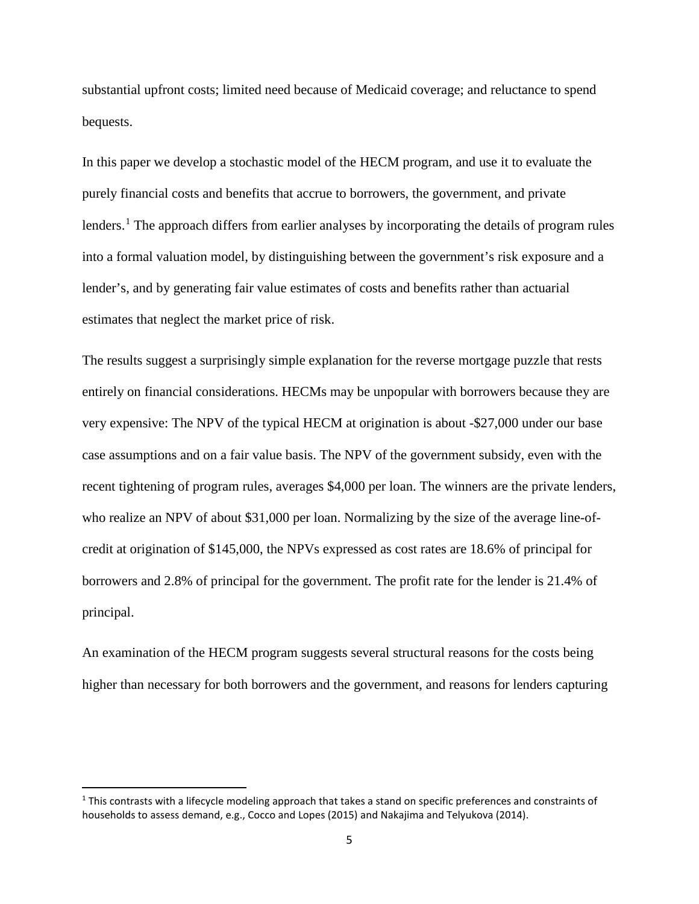substantial upfront costs; limited need because of Medicaid coverage; and reluctance to spend bequests.

In this paper we develop a stochastic model of the HECM program, and use it to evaluate the purely financial costs and benefits that accrue to borrowers, the government, and private lenders.[1] The approach differs from earlier analyses by incorporating the details of program rules into a formal valuation model, by distinguishing between the government's risk exposure and a lender's, and by generating fair value estimates of costs and benefits rather than actuarial estimates that neglect the market price of risk.

The results suggest a surprisingly simple explanation for the reverse mortgage puzzle that rests entirely on financial considerations. HECMs may be unpopular with borrowers because they are very expensive: The NPV of the typical HECM at origination is about -$27,000 under our base case assumptions and on a fair value basis. The NPV of the government subsidy, even with the recent tightening of program rules, averages $4,000 per loan. The winners are the private lenders, who realize an NPV of about $31,000 per loan. Normalizing by the size of the average line-of-credit at origination of $145,000, the NPVs expressed as cost rates are 18.6% of principal for borrowers and 2.8% of principal for the government. The profit rate for the lender is 21.4% of principal.

An examination of the HECM program suggests several structural reasons for the costs being higher than necessary for both borrowers and the government, and reasons for lenders capturing

[1] This contrasts with a lifecycle modeling approach that takes a stand on specific preferences and constraints of households to assess demand, e.g., Cocco and Lopes (2015) and Nakajima and Telyukova (2014).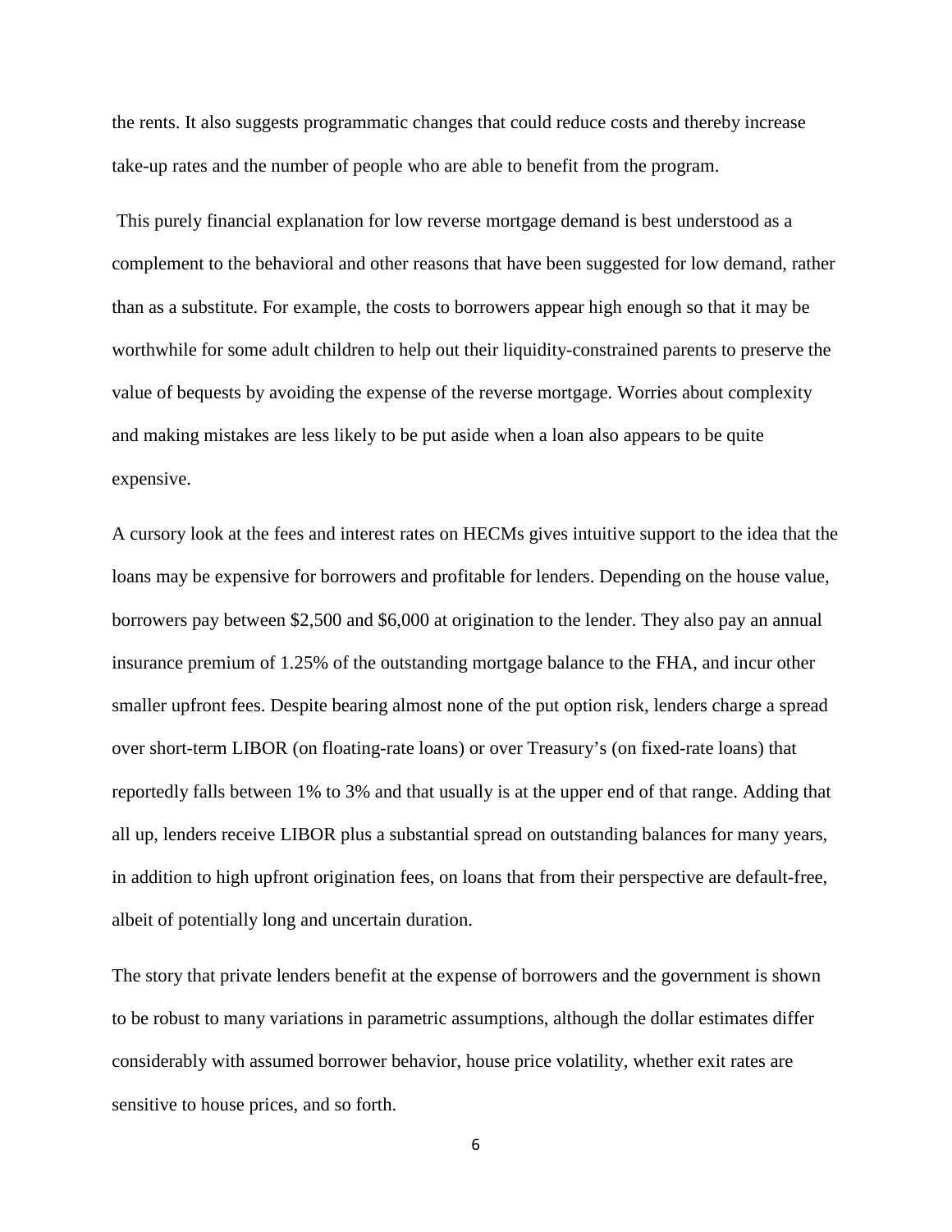the rents. It also suggests programmatic changes that could reduce costs and thereby increase take-up rates and the number of people who are able to benefit from the program.

This purely financial explanation for low reverse mortgage demand is best understood as a complement to the behavioral and other reasons that have been suggested for low demand, rather than as a substitute. For example, the costs to borrowers appear high enough so that it may be worthwhile for some adult children to help out their liquidity-constrained parents to preserve the value of bequests by avoiding the expense of the reverse mortgage. Worries about complexity and making mistakes are less likely to be put aside when a loan also appears to be quite expensive.

A cursory look at the fees and interest rates on HECMs gives intuitive support to the idea that the loans may be expensive for borrowers and profitable for lenders. Depending on the house value, borrowers pay between $2,500 and $6,000 at origination to the lender. They also pay an annual insurance premium of 1.25% of the outstanding mortgage balance to the FHA, and incur other smaller upfront fees. Despite bearing almost none of the put option risk, lenders charge a spread over short-term LIBOR (on floating-rate loans) or over Treasury's (on fixed-rate loans) that reportedly falls between 1% to 3% and that usually is at the upper end of that range. Adding that all up, lenders receive LIBOR plus a substantial spread on outstanding balances for many years, in addition to high upfront origination fees, on loans that from their perspective are default-free, albeit of potentially long and uncertain duration.

The story that private lenders benefit at the expense of borrowers and the government is shown to be robust to many variations in parametric assumptions, although the dollar estimates differ considerably with assumed borrower behavior, house price volatility, whether exit rates are sensitive to house prices, and so forth.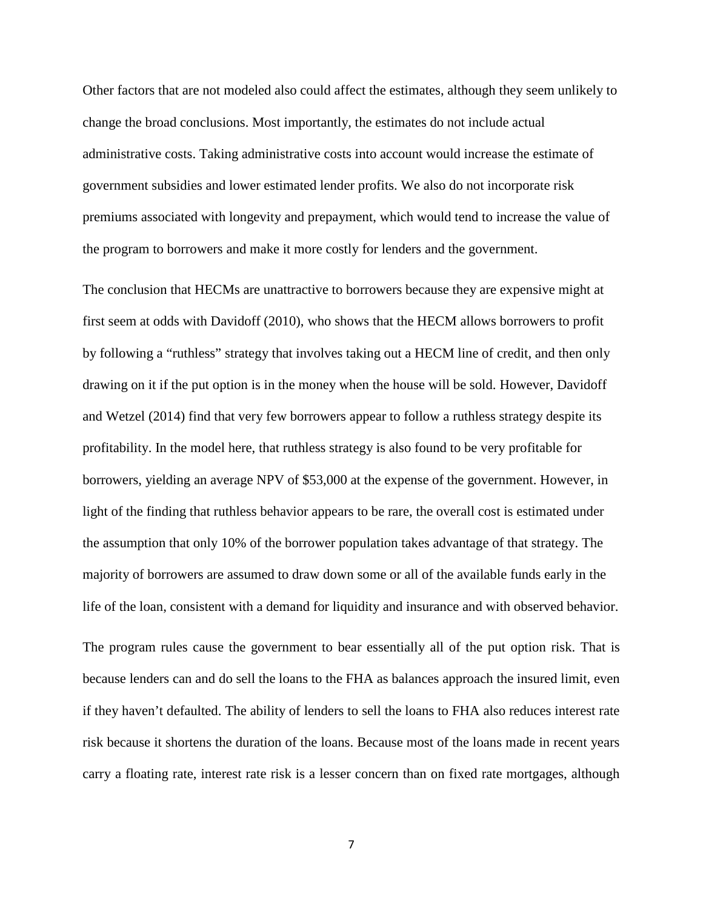Other factors that are not modeled also could affect the estimates, although they seem unlikely to change the broad conclusions. Most importantly, the estimates do not include actual administrative costs. Taking administrative costs into account would increase the estimate of government subsidies and lower estimated lender profits. We also do not incorporate risk premiums associated with longevity and prepayment, which would tend to increase the value of the program to borrowers and make it more costly for lenders and the government.

The conclusion that HECMs are unattractive to borrowers because they are expensive might at first seem at odds with Davidoff (2010), who shows that the HECM allows borrowers to profit by following a "ruthless" strategy that involves taking out a HECM line of credit, and then only drawing on it if the put option is in the money when the house will be sold. However, Davidoff and Wetzel (2014) find that very few borrowers appear to follow a ruthless strategy despite its profitability. In the model here, that ruthless strategy is also found to be very profitable for borrowers, yielding an average NPV of $53,000 at the expense of the government. However, in light of the finding that ruthless behavior appears to be rare, the overall cost is estimated under the assumption that only 10% of the borrower population takes advantage of that strategy. The majority of borrowers are assumed to draw down some or all of the available funds early in the life of the loan, consistent with a demand for liquidity and insurance and with observed behavior.

The program rules cause the government to bear essentially all of the put option risk. That is because lenders can and do sell the loans to the FHA as balances approach the insured limit, even if they haven't defaulted. The ability of lenders to sell the loans to FHA also reduces interest rate risk because it shortens the duration of the loans. Because most of the loans made in recent years carry a floating rate, interest rate risk is a lesser concern than on fixed rate mortgages, although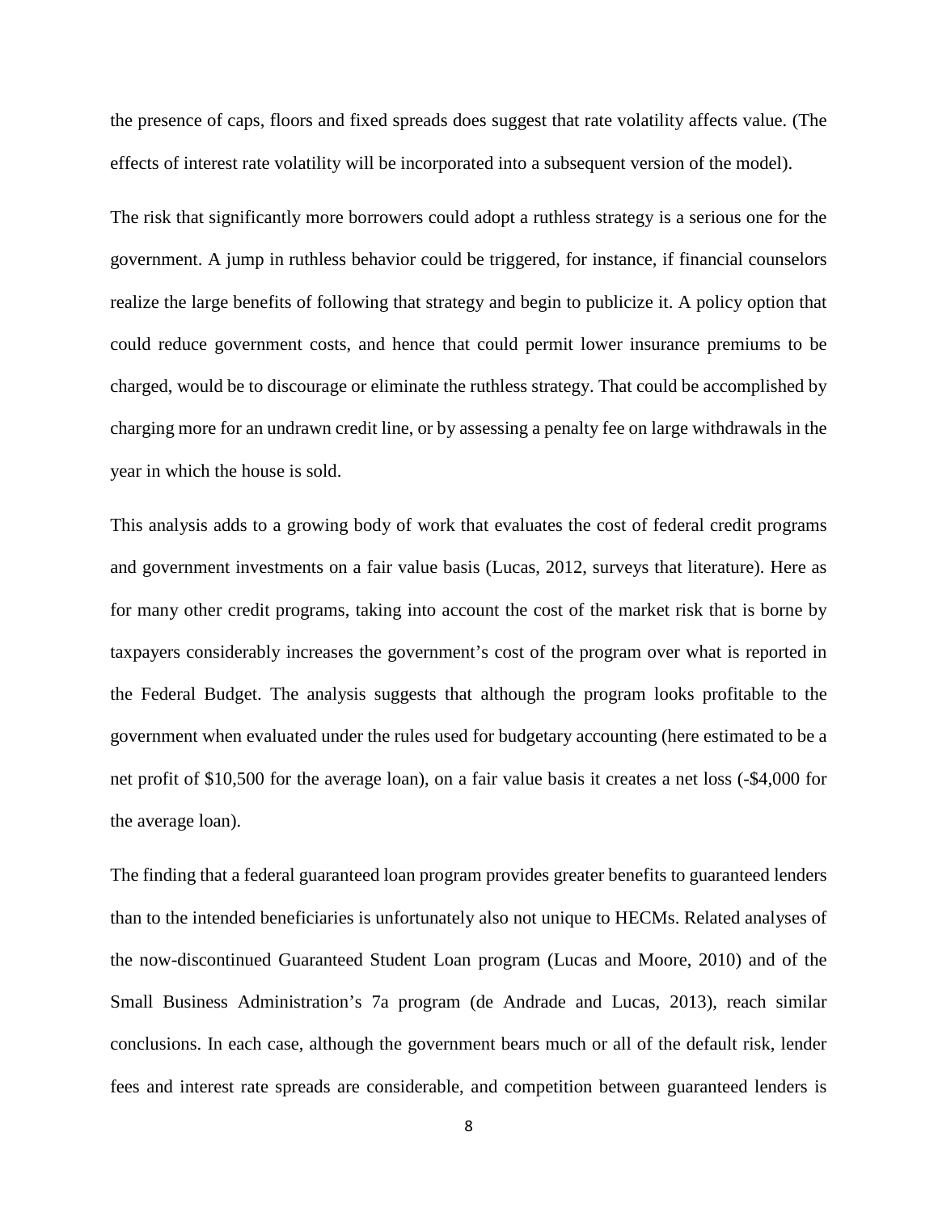the presence of caps, floors and fixed spreads does suggest that rate volatility affects value. (The effects of interest rate volatility will be incorporated into a subsequent version of the model).

The risk that significantly more borrowers could adopt a ruthless strategy is a serious one for the government. A jump in ruthless behavior could be triggered, for instance, if financial counselors realize the large benefits of following that strategy and begin to publicize it. A policy option that could reduce government costs, and hence that could permit lower insurance premiums to be charged, would be to discourage or eliminate the ruthless strategy. That could be accomplished by charging more for an undrawn credit line, or by assessing a penalty fee on large withdrawals in the year in which the house is sold.

This analysis adds to a growing body of work that evaluates the cost of federal credit programs and government investments on a fair value basis (Lucas, 2012, surveys that literature). Here as for many other credit programs, taking into account the cost of the market risk that is borne by taxpayers considerably increases the government's cost of the program over what is reported in the Federal Budget. The analysis suggests that although the program looks profitable to the government when evaluated under the rules used for budgetary accounting (here estimated to be a net profit of $10,500 for the average loan), on a fair value basis it creates a net loss (-$4,000 for the average loan).

The finding that a federal guaranteed loan program provides greater benefits to guaranteed lenders than to the intended beneficiaries is unfortunately also not unique to HECMs. Related analyses of the now-discontinued Guaranteed Student Loan program (Lucas and Moore, 2010) and of the Small Business Administration's 7a program (de Andrade and Lucas, 2013), reach similar conclusions. In each case, although the government bears much or all of the default risk, lender fees and interest rate spreads are considerable, and competition between guaranteed lenders is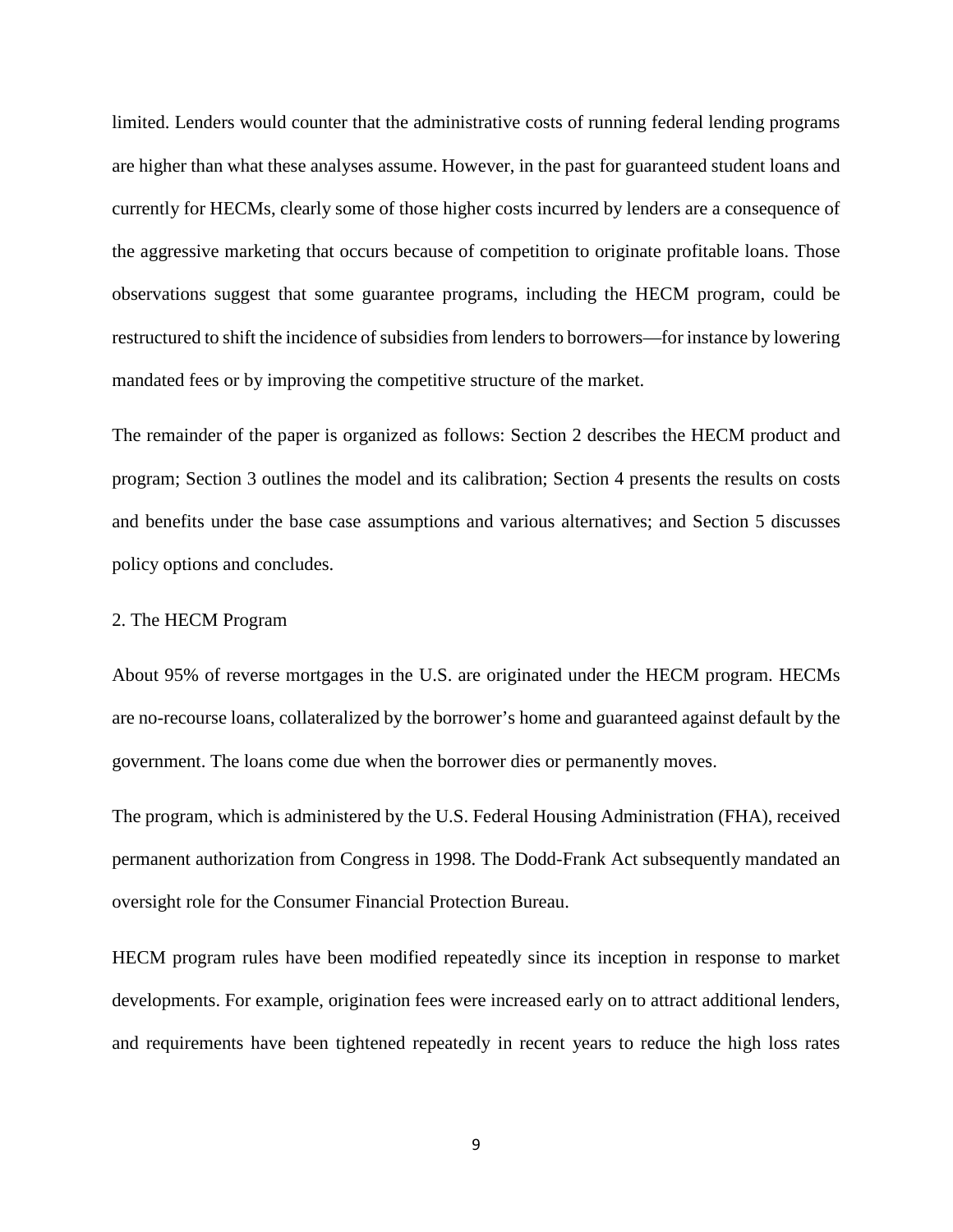limited. Lenders would counter that the administrative costs of running federal lending programs are higher than what these analyses assume. However, in the past for guaranteed student loans and currently for HECMs, clearly some of those higher costs incurred by lenders are a consequence of the aggressive marketing that occurs because of competition to originate profitable loans. Those observations suggest that some guarantee programs, including the HECM program, could be restructured to shift the incidence of subsidies from lenders to borrowers—for instance by lowering mandated fees or by improving the competitive structure of the market.

The remainder of the paper is organized as follows: Section 2 describes the HECM product and program; Section 3 outlines the model and its calibration; Section 4 presents the results on costs and benefits under the base case assumptions and various alternatives; and Section 5 discusses policy options and concludes.

## 2. The HECM Program

About 95% of reverse mortgages in the U.S. are originated under the HECM program. HECMs are no-recourse loans, collateralized by the borrower's home and guaranteed against default by the government. The loans come due when the borrower dies or permanently moves.

The program, which is administered by the U.S. Federal Housing Administration (FHA), received permanent authorization from Congress in 1998. The Dodd-Frank Act subsequently mandated an oversight role for the Consumer Financial Protection Bureau.

HECM program rules have been modified repeatedly since its inception in response to market developments. For example, origination fees were increased early on to attract additional lenders, and requirements have been tightened repeatedly in recent years to reduce the high loss rates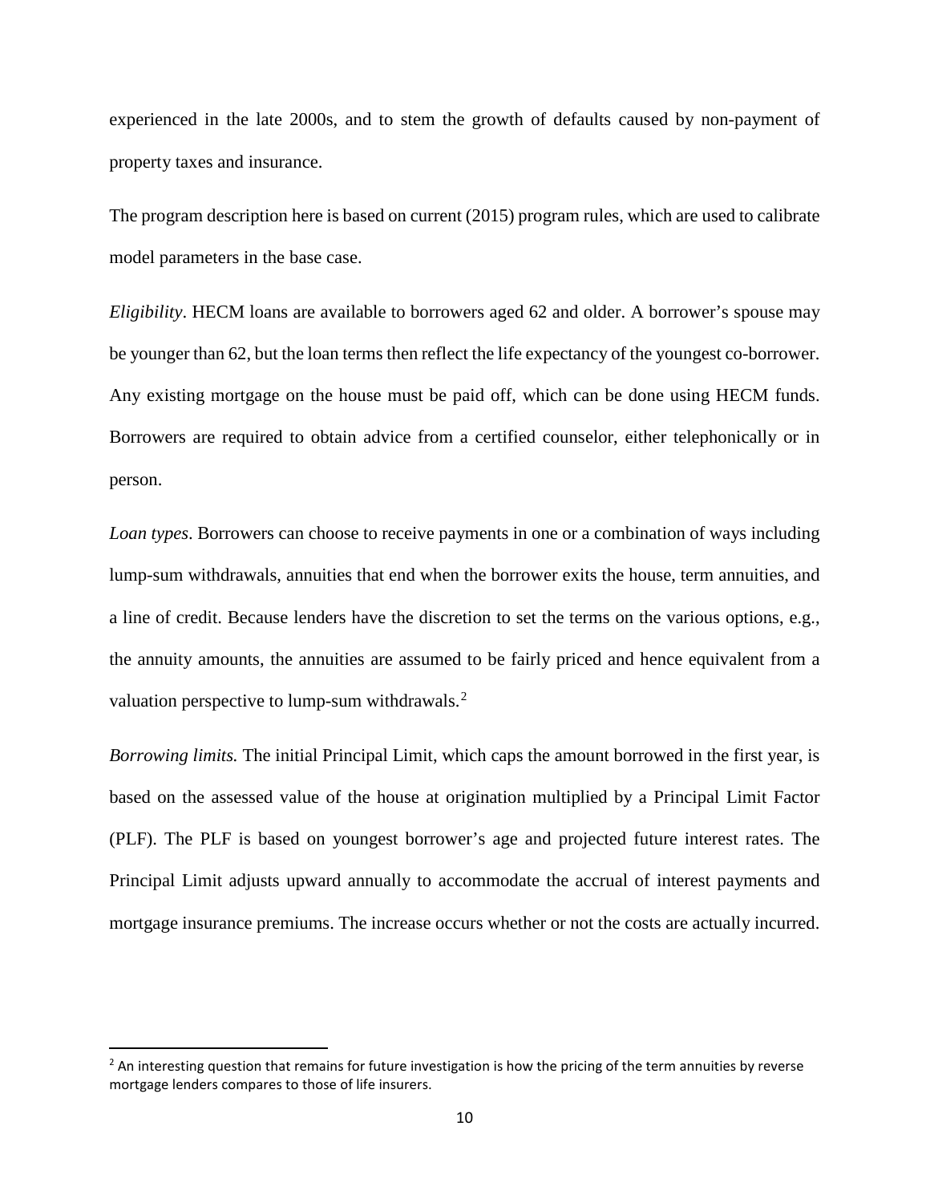experienced in the late 2000s, and to stem the growth of defaults caused by non-payment of property taxes and insurance.

The program description here is based on current (2015) program rules, which are used to calibrate model parameters in the base case.

*Eligibility*. HECM loans are available to borrowers aged 62 and older. A borrower's spouse may be younger than 62, but the loan terms then reflect the life expectancy of the youngest co-borrower. Any existing mortgage on the house must be paid off, which can be done using HECM funds. Borrowers are required to obtain advice from a certified counselor, either telephonically or in person.

*Loan types*. Borrowers can choose to receive payments in one or a combination of ways including lump-sum withdrawals, annuities that end when the borrower exits the house, term annuities, and a line of credit. Because lenders have the discretion to set the terms on the various options, e.g., the annuity amounts, the annuities are assumed to be fairly priced and hence equivalent from a valuation perspective to lump-sum withdrawals.[2]

*Borrowing limits.* The initial Principal Limit, which caps the amount borrowed in the first year, is based on the assessed value of the house at origination multiplied by a Principal Limit Factor (PLF). The PLF is based on youngest borrower's age and projected future interest rates. The Principal Limit adjusts upward annually to accommodate the accrual of interest payments and mortgage insurance premiums. The increase occurs whether or not the costs are actually incurred.

[2] An interesting question that remains for future investigation is how the pricing of the term annuities by reverse mortgage lenders compares to those of life insurers.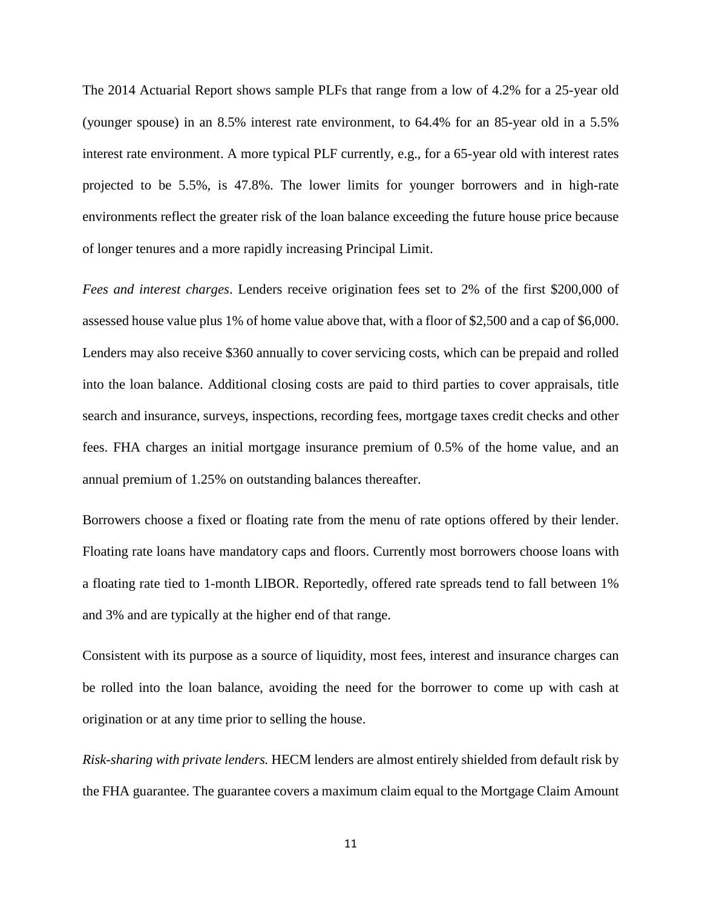The 2014 Actuarial Report shows sample PLFs that range from a low of 4.2% for a 25-year old (younger spouse) in an 8.5% interest rate environment, to 64.4% for an 85-year old in a 5.5% interest rate environment. A more typical PLF currently, e.g., for a 65-year old with interest rates projected to be 5.5%, is 47.8%. The lower limits for younger borrowers and in high-rate environments reflect the greater risk of the loan balance exceeding the future house price because of longer tenures and a more rapidly increasing Principal Limit.

*Fees and interest charges*. Lenders receive origination fees set to 2% of the first $200,000 of assessed house value plus 1% of home value above that, with a floor of $2,500 and a cap of $6,000. Lenders may also receive $360 annually to cover servicing costs, which can be prepaid and rolled into the loan balance. Additional closing costs are paid to third parties to cover appraisals, title search and insurance, surveys, inspections, recording fees, mortgage taxes credit checks and other fees. FHA charges an initial mortgage insurance premium of 0.5% of the home value, and an annual premium of 1.25% on outstanding balances thereafter.

Borrowers choose a fixed or floating rate from the menu of rate options offered by their lender. Floating rate loans have mandatory caps and floors. Currently most borrowers choose loans with a floating rate tied to 1-month LIBOR. Reportedly, offered rate spreads tend to fall between 1% and 3% and are typically at the higher end of that range.

Consistent with its purpose as a source of liquidity, most fees, interest and insurance charges can be rolled into the loan balance, avoiding the need for the borrower to come up with cash at origination or at any time prior to selling the house.

*Risk-sharing with private lenders.* HECM lenders are almost entirely shielded from default risk by the FHA guarantee. The guarantee covers a maximum claim equal to the Mortgage Claim Amount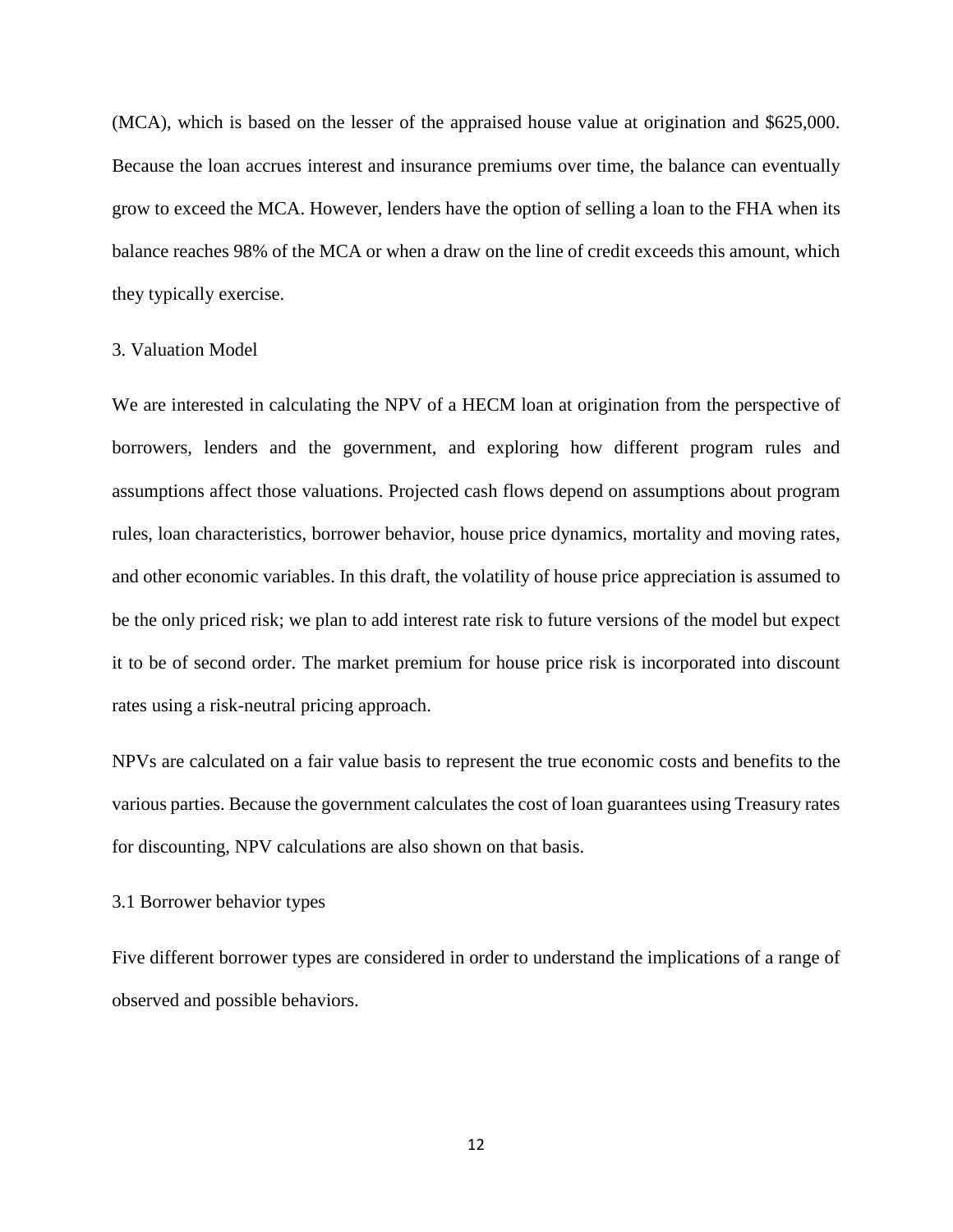(MCA), which is based on the lesser of the appraised house value at origination and $625,000. Because the loan accrues interest and insurance premiums over time, the balance can eventually grow to exceed the MCA. However, lenders have the option of selling a loan to the FHA when its balance reaches 98% of the MCA or when a draw on the line of credit exceeds this amount, which they typically exercise.

## 3. Valuation Model

We are interested in calculating the NPV of a HECM loan at origination from the perspective of borrowers, lenders and the government, and exploring how different program rules and assumptions affect those valuations. Projected cash flows depend on assumptions about program rules, loan characteristics, borrower behavior, house price dynamics, mortality and moving rates, and other economic variables. In this draft, the volatility of house price appreciation is assumed to be the only priced risk; we plan to add interest rate risk to future versions of the model but expect it to be of second order. The market premium for house price risk is incorporated into discount rates using a risk-neutral pricing approach.

NPVs are calculated on a fair value basis to represent the true economic costs and benefits to the various parties. Because the government calculates the cost of loan guarantees using Treasury rates for discounting, NPV calculations are also shown on that basis.

### 3.1 Borrower behavior types

Five different borrower types are considered in order to understand the implications of a range of observed and possible behaviors.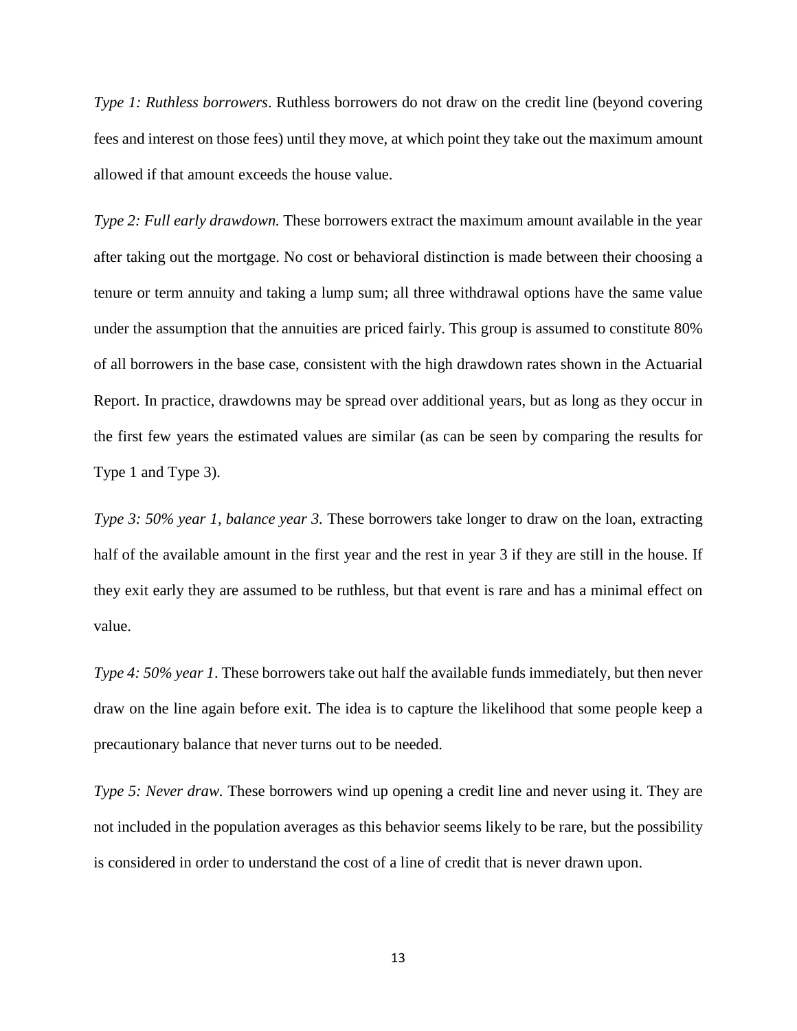*Type 1: Ruthless borrowers*. Ruthless borrowers do not draw on the credit line (beyond covering fees and interest on those fees) until they move, at which point they take out the maximum amount allowed if that amount exceeds the house value.

*Type 2: Full early drawdown.* These borrowers extract the maximum amount available in the year after taking out the mortgage. No cost or behavioral distinction is made between their choosing a tenure or term annuity and taking a lump sum; all three withdrawal options have the same value under the assumption that the annuities are priced fairly. This group is assumed to constitute 80% of all borrowers in the base case, consistent with the high drawdown rates shown in the Actuarial Report. In practice, drawdowns may be spread over additional years, but as long as they occur in the first few years the estimated values are similar (as can be seen by comparing the results for Type 1 and Type 3).

*Type 3: 50% year 1, balance year 3.* These borrowers take longer to draw on the loan, extracting half of the available amount in the first year and the rest in year 3 if they are still in the house. If they exit early they are assumed to be ruthless, but that event is rare and has a minimal effect on value.

*Type 4: 50% year 1*. These borrowers take out half the available funds immediately, but then never draw on the line again before exit. The idea is to capture the likelihood that some people keep a precautionary balance that never turns out to be needed.

*Type 5: Never draw.* These borrowers wind up opening a credit line and never using it. They are not included in the population averages as this behavior seems likely to be rare, but the possibility is considered in order to understand the cost of a line of credit that is never drawn upon.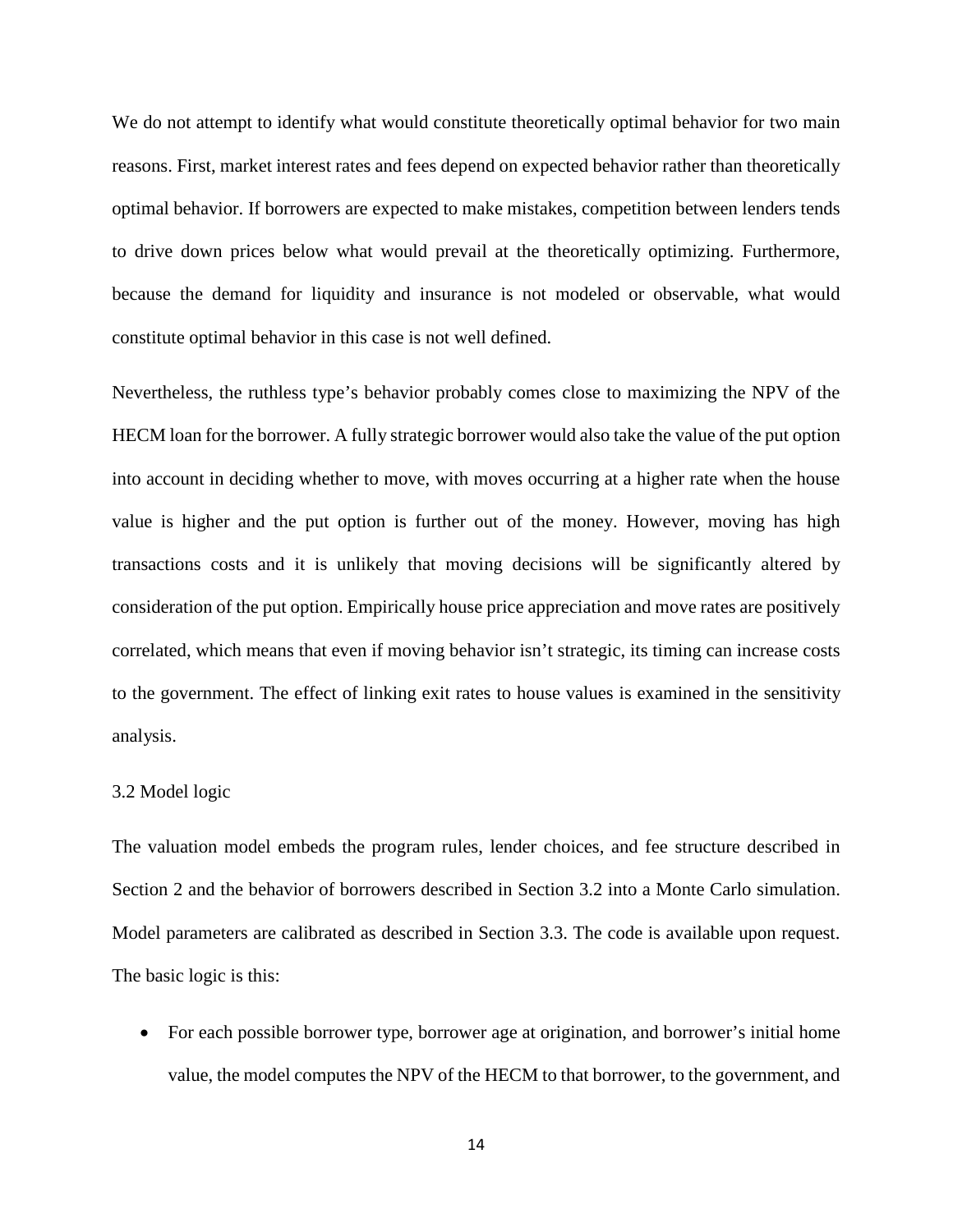We do not attempt to identify what would constitute theoretically optimal behavior for two main reasons. First, market interest rates and fees depend on expected behavior rather than theoretically optimal behavior. If borrowers are expected to make mistakes, competition between lenders tends to drive down prices below what would prevail at the theoretically optimizing. Furthermore, because the demand for liquidity and insurance is not modeled or observable, what would constitute optimal behavior in this case is not well defined.

Nevertheless, the ruthless type's behavior probably comes close to maximizing the NPV of the HECM loan for the borrower. A fully strategic borrower would also take the value of the put option into account in deciding whether to move, with moves occurring at a higher rate when the house value is higher and the put option is further out of the money. However, moving has high transactions costs and it is unlikely that moving decisions will be significantly altered by consideration of the put option. Empirically house price appreciation and move rates are positively correlated, which means that even if moving behavior isn't strategic, its timing can increase costs to the government. The effect of linking exit rates to house values is examined in the sensitivity analysis.

### 3.2 Model logic

The valuation model embeds the program rules, lender choices, and fee structure described in Section 2 and the behavior of borrowers described in Section 3.2 into a Monte Carlo simulation. Model parameters are calibrated as described in Section 3.3. The code is available upon request. The basic logic is this:

- For each possible borrower type, borrower age at origination, and borrower's initial home value, the model computes the NPV of the HECM to that borrower, to the government, and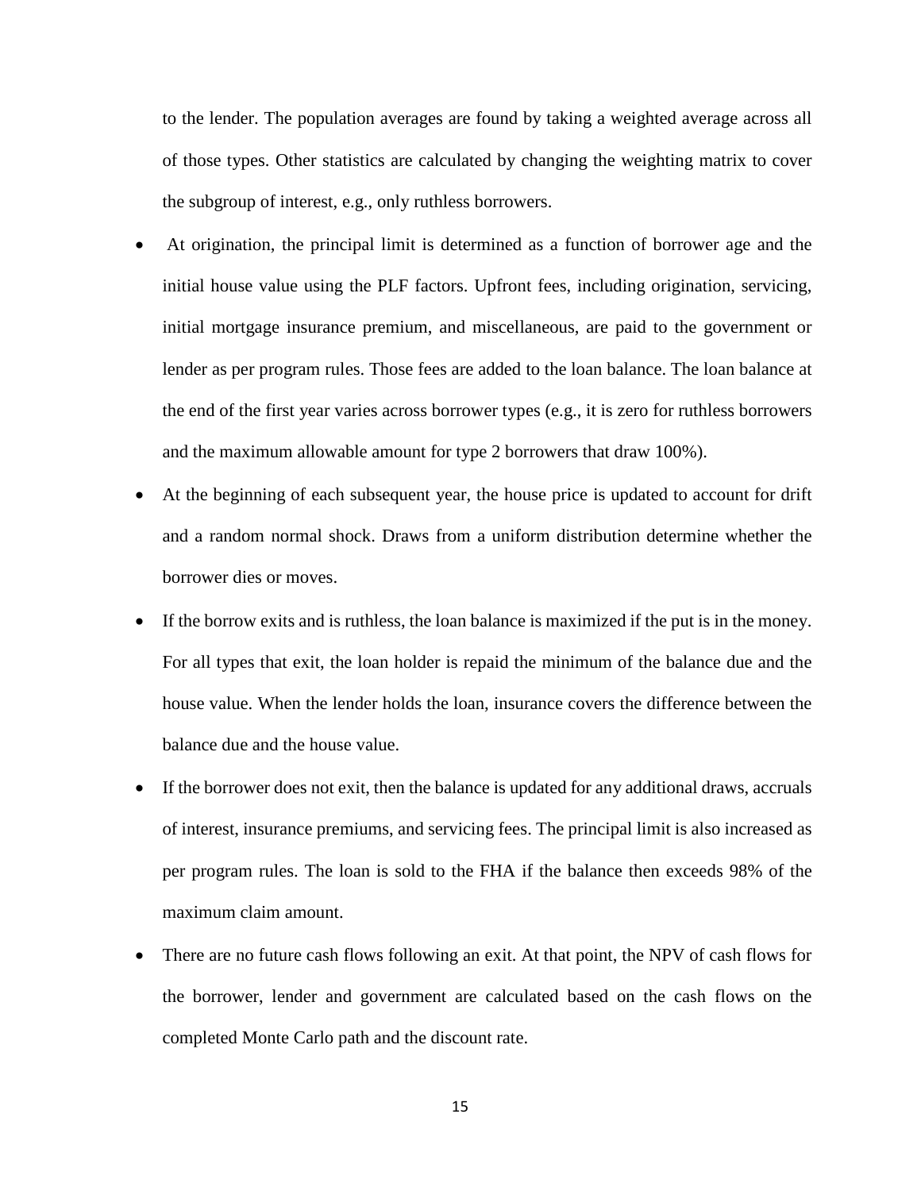to the lender. The population averages are found by taking a weighted average across all of those types. Other statistics are calculated by changing the weighting matrix to cover the subgroup of interest, e.g., only ruthless borrowers.

- At origination, the principal limit is determined as a function of borrower age and the initial house value using the PLF factors. Upfront fees, including origination, servicing, initial mortgage insurance premium, and miscellaneous, are paid to the government or lender as per program rules. Those fees are added to the loan balance. The loan balance at the end of the first year varies across borrower types (e.g., it is zero for ruthless borrowers and the maximum allowable amount for type 2 borrowers that draw 100%).
- At the beginning of each subsequent year, the house price is updated to account for drift and a random normal shock. Draws from a uniform distribution determine whether the borrower dies or moves.
- If the borrow exits and is ruthless, the loan balance is maximized if the put is in the money. For all types that exit, the loan holder is repaid the minimum of the balance due and the house value. When the lender holds the loan, insurance covers the difference between the balance due and the house value.
- If the borrower does not exit, then the balance is updated for any additional draws, accruals of interest, insurance premiums, and servicing fees. The principal limit is also increased as per program rules. The loan is sold to the FHA if the balance then exceeds 98% of the maximum claim amount.
- There are no future cash flows following an exit. At that point, the NPV of cash flows for the borrower, lender and government are calculated based on the cash flows on the completed Monte Carlo path and the discount rate.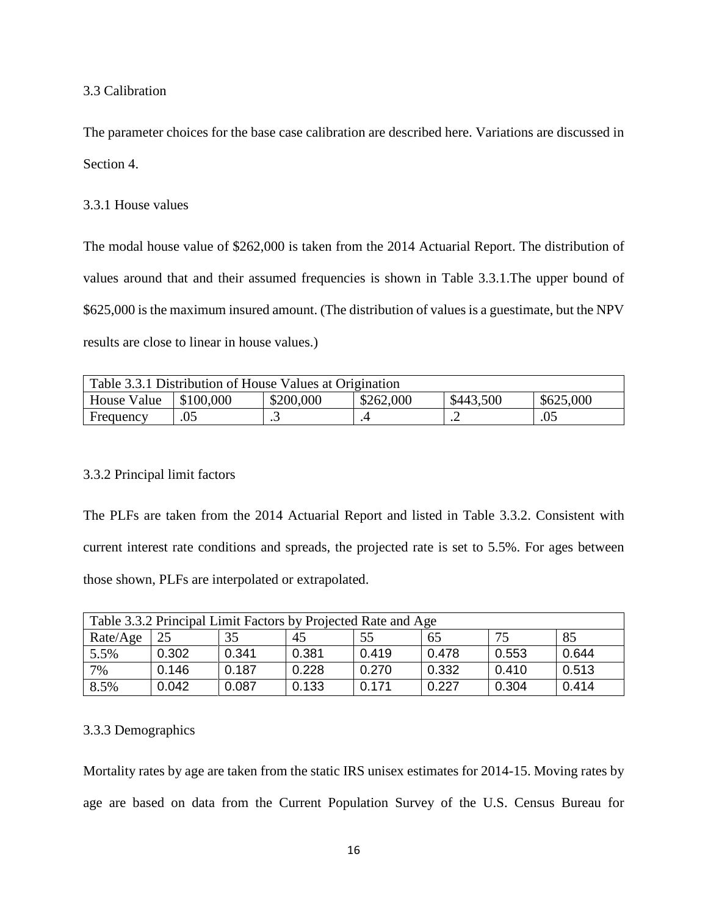### 3.3 Calibration

The parameter choices for the base case calibration are described here. Variations are discussed in Section 4.

#### 3.3.1 House values

The modal house value of $262,000 is taken from the 2014 Actuarial Report. The distribution of values around that and their assumed frequencies is shown in Table 3.3.1.The upper bound of $625,000 is the maximum insured amount. (The distribution of values is a guestimate, but the NPV results are close to linear in house values.)

| Table 3.3.1 Distribution of House Values at Origination | | | | | |
|---|---|---|---|---|---|
| House Value | $100,000 | $200,000 | $262,000 | $443,500 | $625,000 |
| Frequency | .05 | .3 | .4 | .2 | .05 |

#### 3.3.2 Principal limit factors

The PLFs are taken from the 2014 Actuarial Report and listed in Table 3.3.2. Consistent with current interest rate conditions and spreads, the projected rate is set to 5.5%. For ages between those shown, PLFs are interpolated or extrapolated.

| Table 3.3.2 Principal Limit Factors by Projected Rate and Age | | | | | | | |
|---|---|---|---|---|---|---|---|
| Rate/Age | 25 | 35 | 45 | 55 | 65 | 75 | 85 |
| 5.5% | 0.302 | 0.341 | 0.381 | 0.419 | 0.478 | 0.553 | 0.644 |
| 7% | 0.146 | 0.187 | 0.228 | 0.270 | 0.332 | 0.410 | 0.513 |
| 8.5% | 0.042 | 0.087 | 0.133 | 0.171 | 0.227 | 0.304 | 0.414 |

#### 3.3.3 Demographics

Mortality rates by age are taken from the static IRS unisex estimates for 2014-15. Moving rates by age are based on data from the Current Population Survey of the U.S. Census Bureau for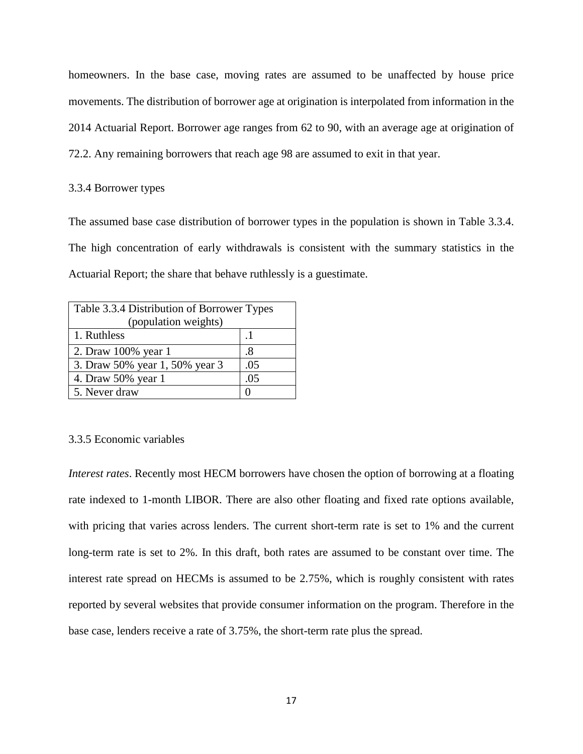homeowners. In the base case, moving rates are assumed to be unaffected by house price movements. The distribution of borrower age at origination is interpolated from information in the 2014 Actuarial Report. Borrower age ranges from 62 to 90, with an average age at origination of 72.2. Any remaining borrowers that reach age 98 are assumed to exit in that year.

### 3.3.4 Borrower types

The assumed base case distribution of borrower types in the population is shown in Table 3.3.4. The high concentration of early withdrawals is consistent with the summary statistics in the Actuarial Report; the share that behave ruthlessly is a guestimate.

| Table 3.3.4 Distribution of Borrower Types (population weights) | |
|---|---|
| 1. Ruthless | .1 |
| 2. Draw 100% year 1 | .8 |
| 3. Draw 50% year 1, 50% year 3 | .05 |
| 4. Draw 50% year 1 | .05 |
| 5. Never draw | 0 |

### 3.3.5 Economic variables

*Interest rates*. Recently most HECM borrowers have chosen the option of borrowing at a floating rate indexed to 1-month LIBOR. There are also other floating and fixed rate options available, with pricing that varies across lenders. The current short-term rate is set to 1% and the current long-term rate is set to 2%. In this draft, both rates are assumed to be constant over time. The interest rate spread on HECMs is assumed to be 2.75%, which is roughly consistent with rates reported by several websites that provide consumer information on the program. Therefore in the base case, lenders receive a rate of 3.75%, the short-term rate plus the spread.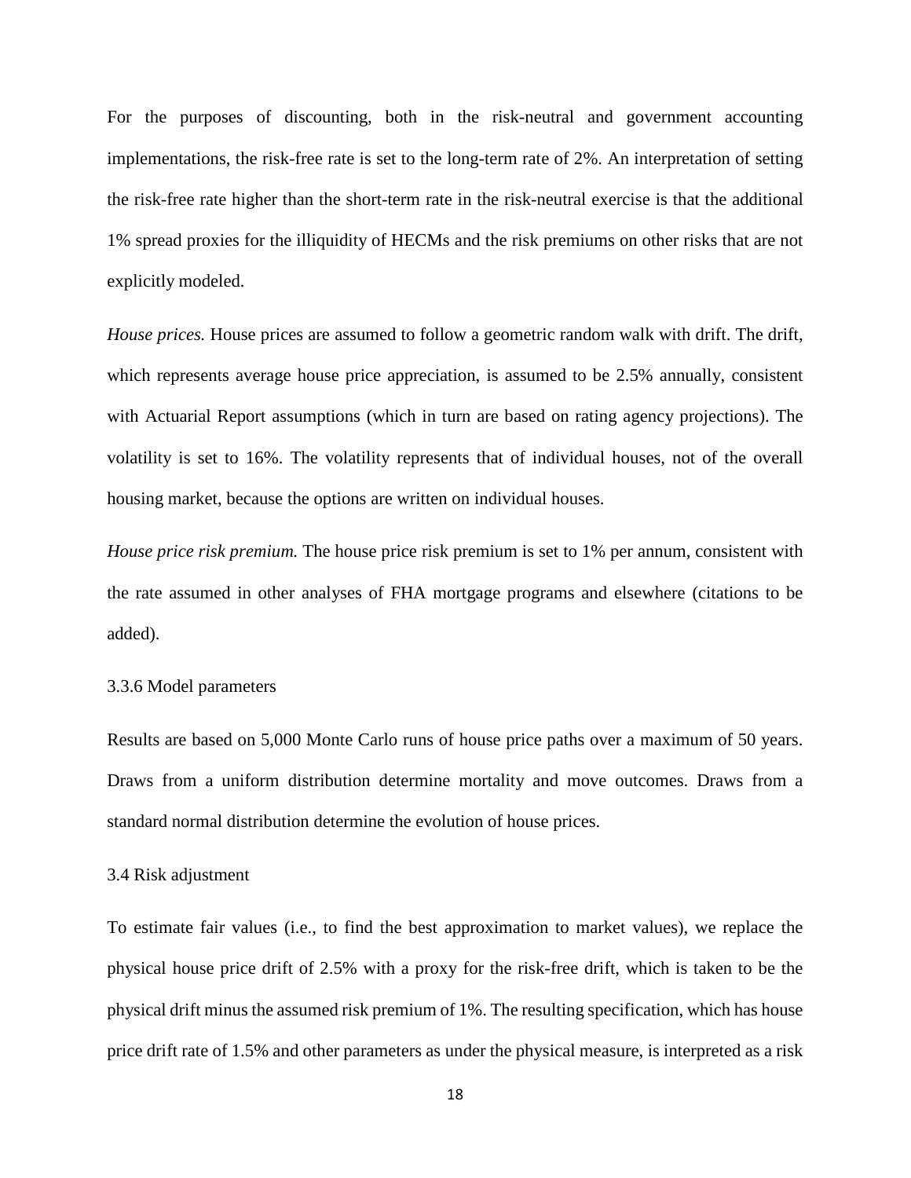For the purposes of discounting, both in the risk-neutral and government accounting implementations, the risk-free rate is set to the long-term rate of 2%. An interpretation of setting the risk-free rate higher than the short-term rate in the risk-neutral exercise is that the additional 1% spread proxies for the illiquidity of HECMs and the risk premiums on other risks that are not explicitly modeled.

*House prices.* House prices are assumed to follow a geometric random walk with drift. The drift, which represents average house price appreciation, is assumed to be 2.5% annually, consistent with Actuarial Report assumptions (which in turn are based on rating agency projections). The volatility is set to 16%. The volatility represents that of individual houses, not of the overall housing market, because the options are written on individual houses.

*House price risk premium.* The house price risk premium is set to 1% per annum, consistent with the rate assumed in other analyses of FHA mortgage programs and elsewhere (citations to be added).

### 3.3.6 Model parameters

Results are based on 5,000 Monte Carlo runs of house price paths over a maximum of 50 years. Draws from a uniform distribution determine mortality and move outcomes. Draws from a standard normal distribution determine the evolution of house prices.

## 3.4 Risk adjustment

To estimate fair values (i.e., to find the best approximation to market values), we replace the physical house price drift of 2.5% with a proxy for the risk-free drift, which is taken to be the physical drift minus the assumed risk premium of 1%. The resulting specification, which has house price drift rate of 1.5% and other parameters as under the physical measure, is interpreted as a risk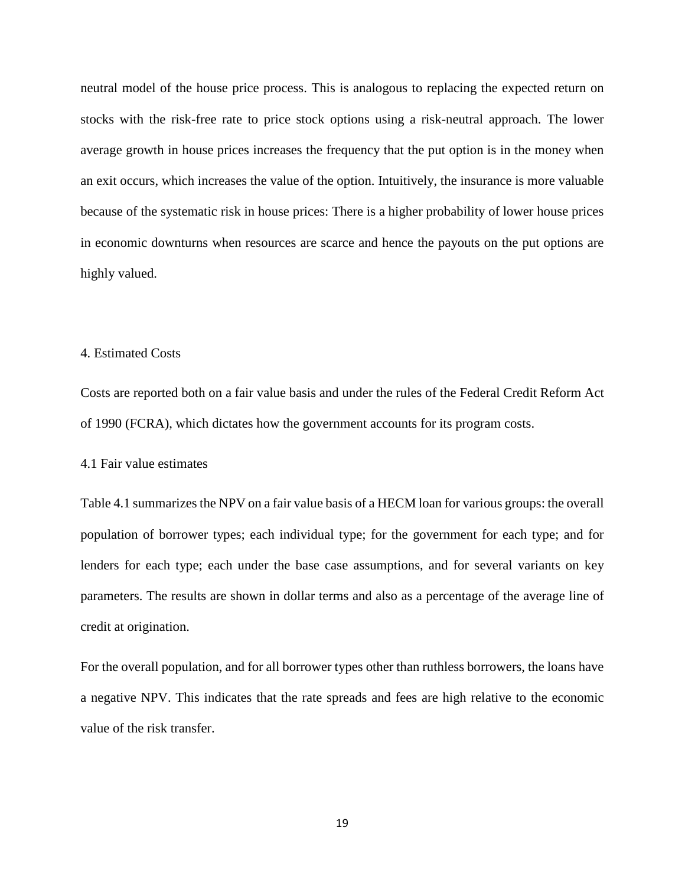neutral model of the house price process. This is analogous to replacing the expected return on stocks with the risk-free rate to price stock options using a risk-neutral approach. The lower average growth in house prices increases the frequency that the put option is in the money when an exit occurs, which increases the value of the option. Intuitively, the insurance is more valuable because of the systematic risk in house prices: There is a higher probability of lower house prices in economic downturns when resources are scarce and hence the payouts on the put options are highly valued.

## 4. Estimated Costs

Costs are reported both on a fair value basis and under the rules of the Federal Credit Reform Act of 1990 (FCRA), which dictates how the government accounts for its program costs.

### 4.1 Fair value estimates

Table 4.1 summarizes the NPV on a fair value basis of a HECM loan for various groups: the overall population of borrower types; each individual type; for the government for each type; and for lenders for each type; each under the base case assumptions, and for several variants on key parameters. The results are shown in dollar terms and also as a percentage of the average line of credit at origination.

For the overall population, and for all borrower types other than ruthless borrowers, the loans have a negative NPV. This indicates that the rate spreads and fees are high relative to the economic value of the risk transfer.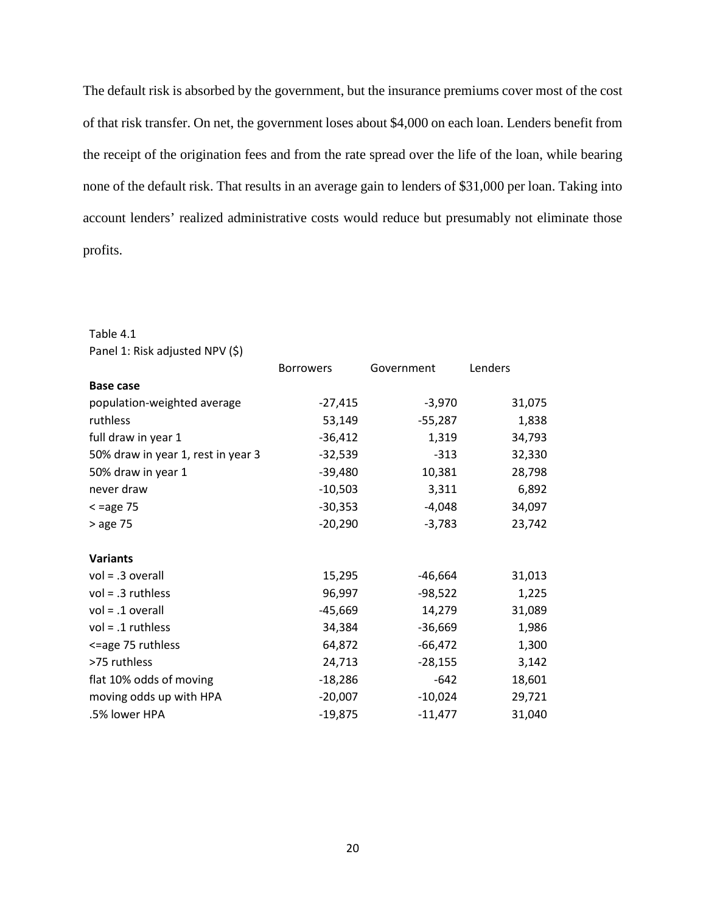The default risk is absorbed by the government, but the insurance premiums cover most of the cost of that risk transfer. On net, the government loses about $4,000 on each loan. Lenders benefit from the receipt of the origination fees and from the rate spread over the life of the loan, while bearing none of the default risk. That results in an average gain to lenders of $31,000 per loan. Taking into account lenders' realized administrative costs would reduce but presumably not eliminate those profits.

Table 4.1

Panel 1: Risk adjusted NPV ($)

| | Borrowers | Government | Lenders |
|---|---|---|---|
| **Base case** | | | |
| population-weighted average | -27,415 | -3,970 | 31,075 |
| ruthless | 53,149 | -55,287 | 1,838 |
| full draw in year 1 | -36,412 | 1,319 | 34,793 |
| 50% draw in year 1, rest in year 3 | -32,539 | -313 | 32,330 |
| 50% draw in year 1 | -39,480 | 10,381 | 28,798 |
| never draw | -10,503 | 3,311 | 6,892 |
| < =age 75 | -30,353 | -4,048 | 34,097 |
| > age 75 | -20,290 | -3,783 | 23,742 |
| | | | |
| **Variants** | | | |
| vol = .3 overall | 15,295 | -46,664 | 31,013 |
| vol = .3 ruthless | 96,997 | -98,522 | 1,225 |
| vol = .1 overall | -45,669 | 14,279 | 31,089 |
| vol = .1 ruthless | 34,384 | -36,669 | 1,986 |
| <=age 75 ruthless | 64,872 | -66,472 | 1,300 |
| >75 ruthless | 24,713 | -28,155 | 3,142 |
| flat 10% odds of moving | -18,286 | -642 | 18,601 |
| moving odds up with HPA | -20,007 | -10,024 | 29,721 |
| .5% lower HPA | -19,875 | -11,477 | 31,040 |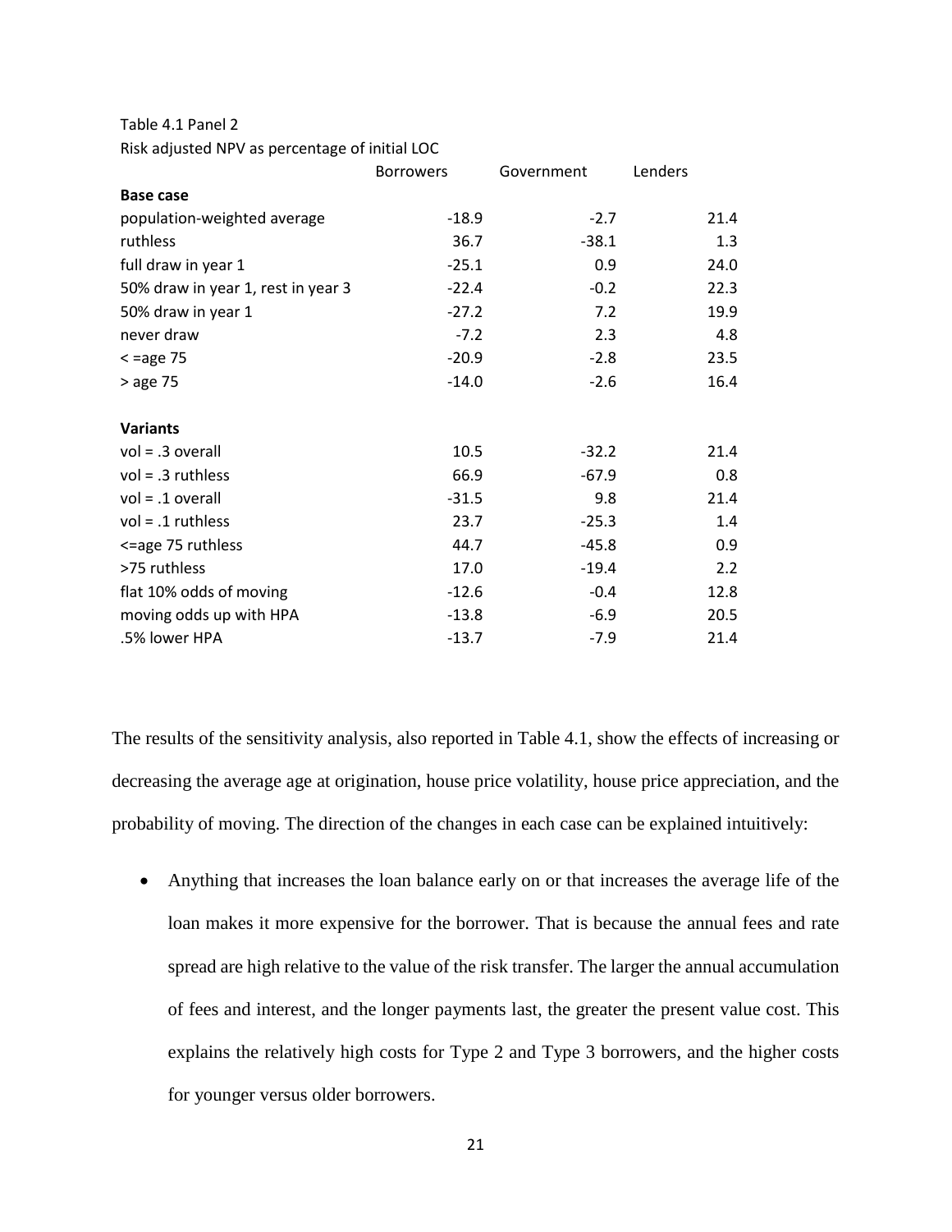Table 4.1 Panel 2

Risk adjusted NPV as percentage of initial LOC

| | Borrowers | Government | Lenders |
|---|---|---|---|
| **Base case** | | | |
| population-weighted average | -18.9 | -2.7 | 21.4 |
| ruthless | 36.7 | -38.1 | 1.3 |
| full draw in year 1 | -25.1 | 0.9 | 24.0 |
| 50% draw in year 1, rest in year 3 | -22.4 | -0.2 | 22.3 |
| 50% draw in year 1 | -27.2 | 7.2 | 19.9 |
| never draw | -7.2 | 2.3 | 4.8 |
| < =age 75 | -20.9 | -2.8 | 23.5 |
| > age 75 | -14.0 | -2.6 | 16.4 |
| **Variants** | | | |
| vol = .3 overall | 10.5 | -32.2 | 21.4 |
| vol = .3 ruthless | 66.9 | -67.9 | 0.8 |
| vol = .1 overall | -31.5 | 9.8 | 21.4 |
| vol = .1 ruthless | 23.7 | -25.3 | 1.4 |
| <=age 75 ruthless | 44.7 | -45.8 | 0.9 |
| >75 ruthless | 17.0 | -19.4 | 2.2 |
| flat 10% odds of moving | -12.6 | -0.4 | 12.8 |
| moving odds up with HPA | -13.8 | -6.9 | 20.5 |
| .5% lower HPA | -13.7 | -7.9 | 21.4 |

The results of the sensitivity analysis, also reported in Table 4.1, show the effects of increasing or decreasing the average age at origination, house price volatility, house price appreciation, and the probability of moving. The direction of the changes in each case can be explained intuitively:

- Anything that increases the loan balance early on or that increases the average life of the loan makes it more expensive for the borrower. That is because the annual fees and rate spread are high relative to the value of the risk transfer. The larger the annual accumulation of fees and interest, and the longer payments last, the greater the present value cost. This explains the relatively high costs for Type 2 and Type 3 borrowers, and the higher costs for younger versus older borrowers.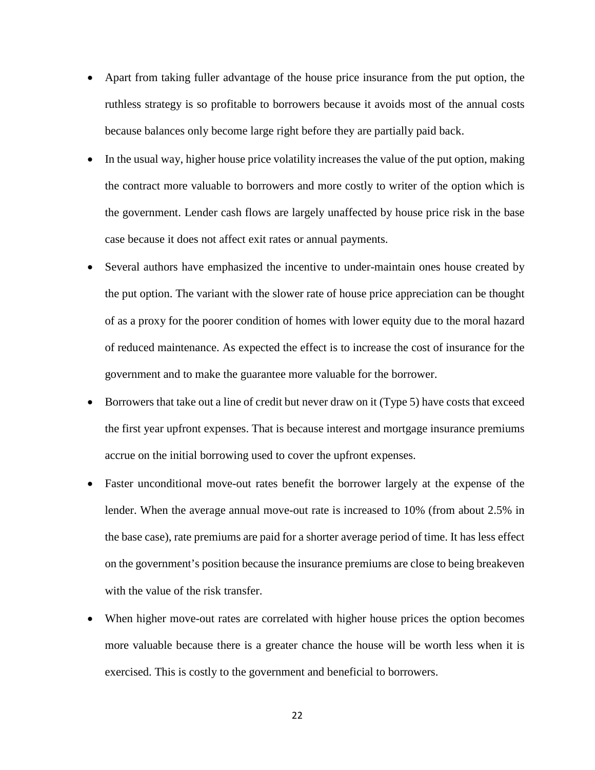- Apart from taking fuller advantage of the house price insurance from the put option, the ruthless strategy is so profitable to borrowers because it avoids most of the annual costs because balances only become large right before they are partially paid back.
- In the usual way, higher house price volatility increases the value of the put option, making the contract more valuable to borrowers and more costly to writer of the option which is the government. Lender cash flows are largely unaffected by house price risk in the base case because it does not affect exit rates or annual payments.
- Several authors have emphasized the incentive to under-maintain ones house created by the put option. The variant with the slower rate of house price appreciation can be thought of as a proxy for the poorer condition of homes with lower equity due to the moral hazard of reduced maintenance. As expected the effect is to increase the cost of insurance for the government and to make the guarantee more valuable for the borrower.
- Borrowers that take out a line of credit but never draw on it (Type 5) have costs that exceed the first year upfront expenses. That is because interest and mortgage insurance premiums accrue on the initial borrowing used to cover the upfront expenses.
- Faster unconditional move-out rates benefit the borrower largely at the expense of the lender. When the average annual move-out rate is increased to 10% (from about 2.5% in the base case), rate premiums are paid for a shorter average period of time. It has less effect on the government's position because the insurance premiums are close to being breakeven with the value of the risk transfer.
- When higher move-out rates are correlated with higher house prices the option becomes more valuable because there is a greater chance the house will be worth less when it is exercised. This is costly to the government and beneficial to borrowers.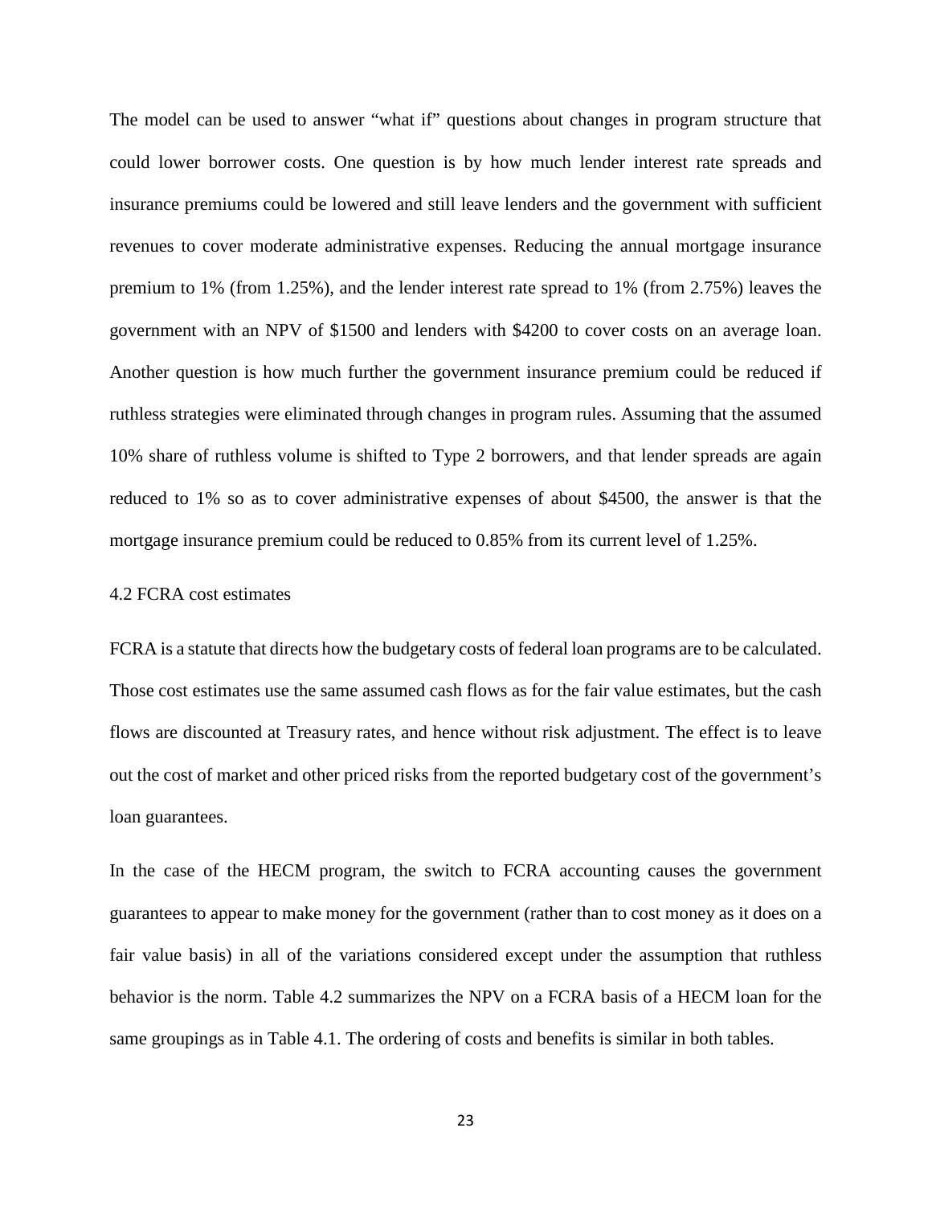The model can be used to answer "what if" questions about changes in program structure that could lower borrower costs. One question is by how much lender interest rate spreads and insurance premiums could be lowered and still leave lenders and the government with sufficient revenues to cover moderate administrative expenses. Reducing the annual mortgage insurance premium to 1% (from 1.25%), and the lender interest rate spread to 1% (from 2.75%) leaves the government with an NPV of $1500 and lenders with $4200 to cover costs on an average loan. Another question is how much further the government insurance premium could be reduced if ruthless strategies were eliminated through changes in program rules. Assuming that the assumed 10% share of ruthless volume is shifted to Type 2 borrowers, and that lender spreads are again reduced to 1% so as to cover administrative expenses of about $4500, the answer is that the mortgage insurance premium could be reduced to 0.85% from its current level of 1.25%.

## 4.2 FCRA cost estimates

FCRA is a statute that directs how the budgetary costs of federal loan programs are to be calculated. Those cost estimates use the same assumed cash flows as for the fair value estimates, but the cash flows are discounted at Treasury rates, and hence without risk adjustment. The effect is to leave out the cost of market and other priced risks from the reported budgetary cost of the government's loan guarantees.

In the case of the HECM program, the switch to FCRA accounting causes the government guarantees to appear to make money for the government (rather than to cost money as it does on a fair value basis) in all of the variations considered except under the assumption that ruthless behavior is the norm. Table 4.2 summarizes the NPV on a FCRA basis of a HECM loan for the same groupings as in Table 4.1. The ordering of costs and benefits is similar in both tables.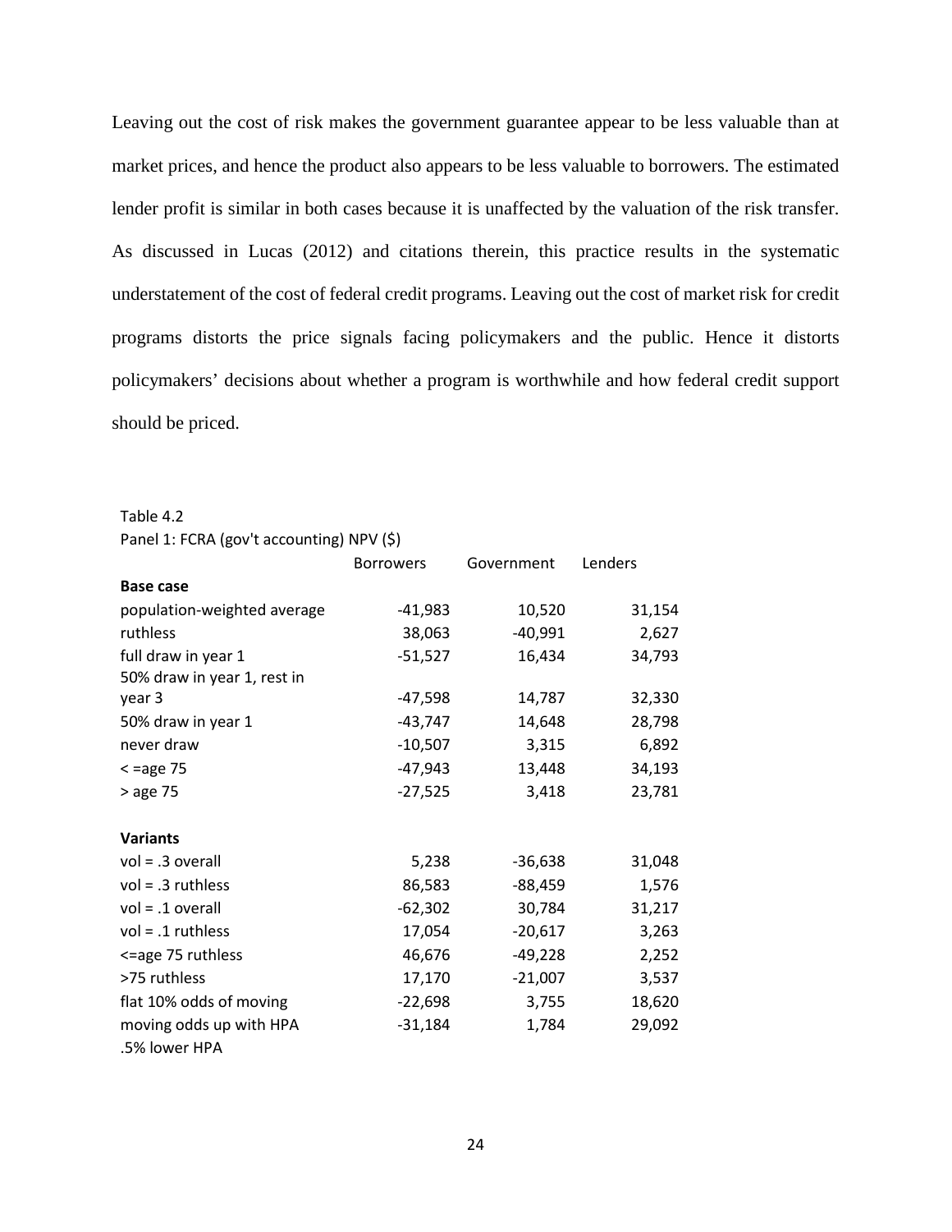Leaving out the cost of risk makes the government guarantee appear to be less valuable than at market prices, and hence the product also appears to be less valuable to borrowers. The estimated lender profit is similar in both cases because it is unaffected by the valuation of the risk transfer. As discussed in Lucas (2012) and citations therein, this practice results in the systematic understatement of the cost of federal credit programs. Leaving out the cost of market risk for credit programs distorts the price signals facing policymakers and the public. Hence it distorts policymakers' decisions about whether a program is worthwhile and how federal credit support should be priced.

Table 4.2

Panel 1: FCRA (gov't accounting) NPV ($)

| | Borrowers | Government | Lenders |
|---|---|---|---|
| **Base case** | | | |
| population-weighted average | -41,983 | 10,520 | 31,154 |
| ruthless | 38,063 | -40,991 | 2,627 |
| full draw in year 1 | -51,527 | 16,434 | 34,793 |
| 50% draw in year 1, rest in year 3 | -47,598 | 14,787 | 32,330 |
| 50% draw in year 1 | -43,747 | 14,648 | 28,798 |
| never draw | -10,507 | 3,315 | 6,892 |
| < =age 75 | -47,943 | 13,448 | 34,193 |
| > age 75 | -27,525 | 3,418 | 23,781 |
| | | | |
| **Variants** | | | |
| vol = .3 overall | 5,238 | -36,638 | 31,048 |
| vol = .3 ruthless | 86,583 | -88,459 | 1,576 |
| vol = .1 overall | -62,302 | 30,784 | 31,217 |
| vol = .1 ruthless | 17,054 | -20,617 | 3,263 |
| <=age 75 ruthless | 46,676 | -49,228 | 2,252 |
| >75 ruthless | 17,170 | -21,007 | 3,537 |
| flat 10% odds of moving | -22,698 | 3,755 | 18,620 |
| moving odds up with HPA | -31,184 | 1,784 | 29,092 |
| .5% lower HPA | | | |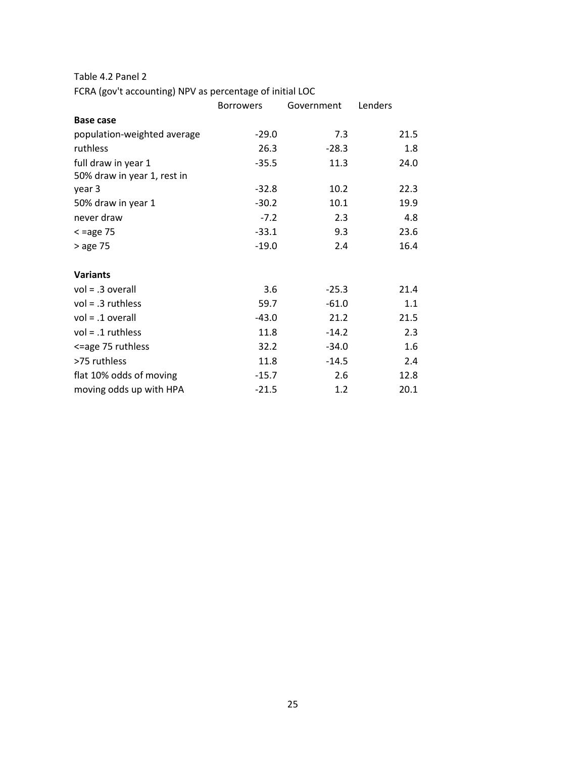Table 4.2 Panel 2

FCRA (gov't accounting) NPV as percentage of initial LOC

| | Borrowers | Government | Lenders |
|---|---|---|---|
| **Base case** | | | |
| population-weighted average | -29.0 | 7.3 | 21.5 |
| ruthless | 26.3 | -28.3 | 1.8 |
| full draw in year 1 | -35.5 | 11.3 | 24.0 |
| 50% draw in year 1, rest in year 3 | -32.8 | 10.2 | 22.3 |
| 50% draw in year 1 | -30.2 | 10.1 | 19.9 |
| never draw | -7.2 | 2.3 | 4.8 |
| < =age 75 | -33.1 | 9.3 | 23.6 |
| > age 75 | -19.0 | 2.4 | 16.4 |
| | | | |
| **Variants** | | | |
| vol = .3 overall | 3.6 | -25.3 | 21.4 |
| vol = .3 ruthless | 59.7 | -61.0 | 1.1 |
| vol = .1 overall | -43.0 | 21.2 | 21.5 |
| vol = .1 ruthless | 11.8 | -14.2 | 2.3 |
| <=age 75 ruthless | 32.2 | -34.0 | 1.6 |
| >75 ruthless | 11.8 | -14.5 | 2.4 |
| flat 10% odds of moving | -15.7 | 2.6 | 12.8 |
| moving odds up with HPA | -21.5 | 1.2 | 20.1 |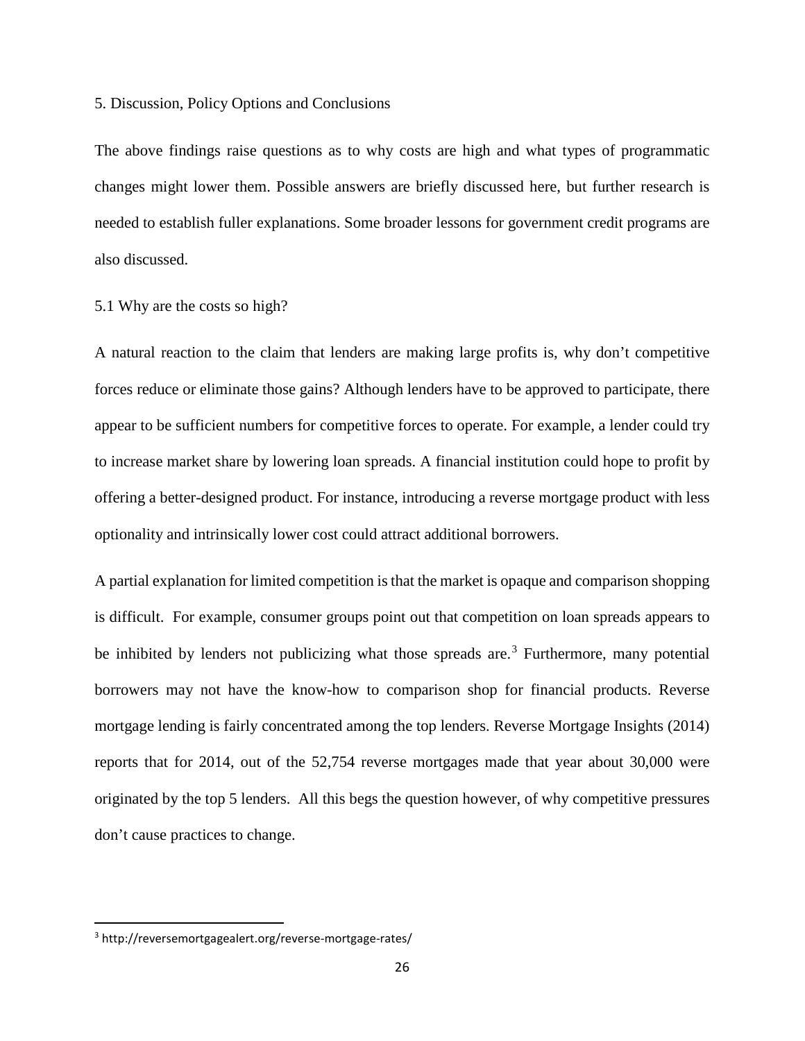## 5. Discussion, Policy Options and Conclusions

The above findings raise questions as to why costs are high and what types of programmatic changes might lower them. Possible answers are briefly discussed here, but further research is needed to establish fuller explanations. Some broader lessons for government credit programs are also discussed.

### 5.1 Why are the costs so high?

A natural reaction to the claim that lenders are making large profits is, why don't competitive forces reduce or eliminate those gains? Although lenders have to be approved to participate, there appear to be sufficient numbers for competitive forces to operate. For example, a lender could try to increase market share by lowering loan spreads. A financial institution could hope to profit by offering a better-designed product. For instance, introducing a reverse mortgage product with less optionality and intrinsically lower cost could attract additional borrowers.

A partial explanation for limited competition is that the market is opaque and comparison shopping is difficult. For example, consumer groups point out that competition on loan spreads appears to be inhibited by lenders not publicizing what those spreads are.[3] Furthermore, many potential borrowers may not have the know-how to comparison shop for financial products. Reverse mortgage lending is fairly concentrated among the top lenders. Reverse Mortgage Insights (2014) reports that for 2014, out of the 52,754 reverse mortgages made that year about 30,000 were originated by the top 5 lenders. All this begs the question however, of why competitive pressures don't cause practices to change.

---

[3] http://reversemortgagealert.org/reverse-mortgage-rates/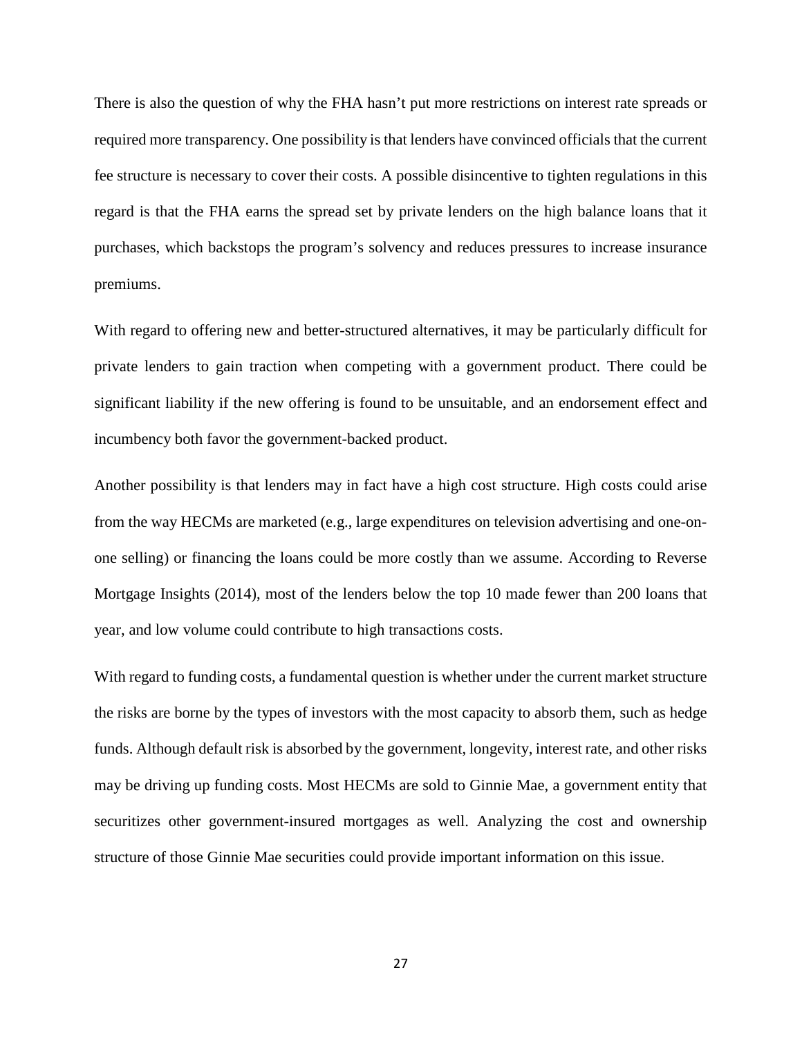There is also the question of why the FHA hasn't put more restrictions on interest rate spreads or required more transparency. One possibility is that lenders have convinced officials that the current fee structure is necessary to cover their costs. A possible disincentive to tighten regulations in this regard is that the FHA earns the spread set by private lenders on the high balance loans that it purchases, which backstops the program's solvency and reduces pressures to increase insurance premiums.

With regard to offering new and better-structured alternatives, it may be particularly difficult for private lenders to gain traction when competing with a government product. There could be significant liability if the new offering is found to be unsuitable, and an endorsement effect and incumbency both favor the government-backed product.

Another possibility is that lenders may in fact have a high cost structure. High costs could arise from the way HECMs are marketed (e.g., large expenditures on television advertising and one-on-one selling) or financing the loans could be more costly than we assume. According to Reverse Mortgage Insights (2014), most of the lenders below the top 10 made fewer than 200 loans that year, and low volume could contribute to high transactions costs.

With regard to funding costs, a fundamental question is whether under the current market structure the risks are borne by the types of investors with the most capacity to absorb them, such as hedge funds. Although default risk is absorbed by the government, longevity, interest rate, and other risks may be driving up funding costs. Most HECMs are sold to Ginnie Mae, a government entity that securitizes other government-insured mortgages as well. Analyzing the cost and ownership structure of those Ginnie Mae securities could provide important information on this issue.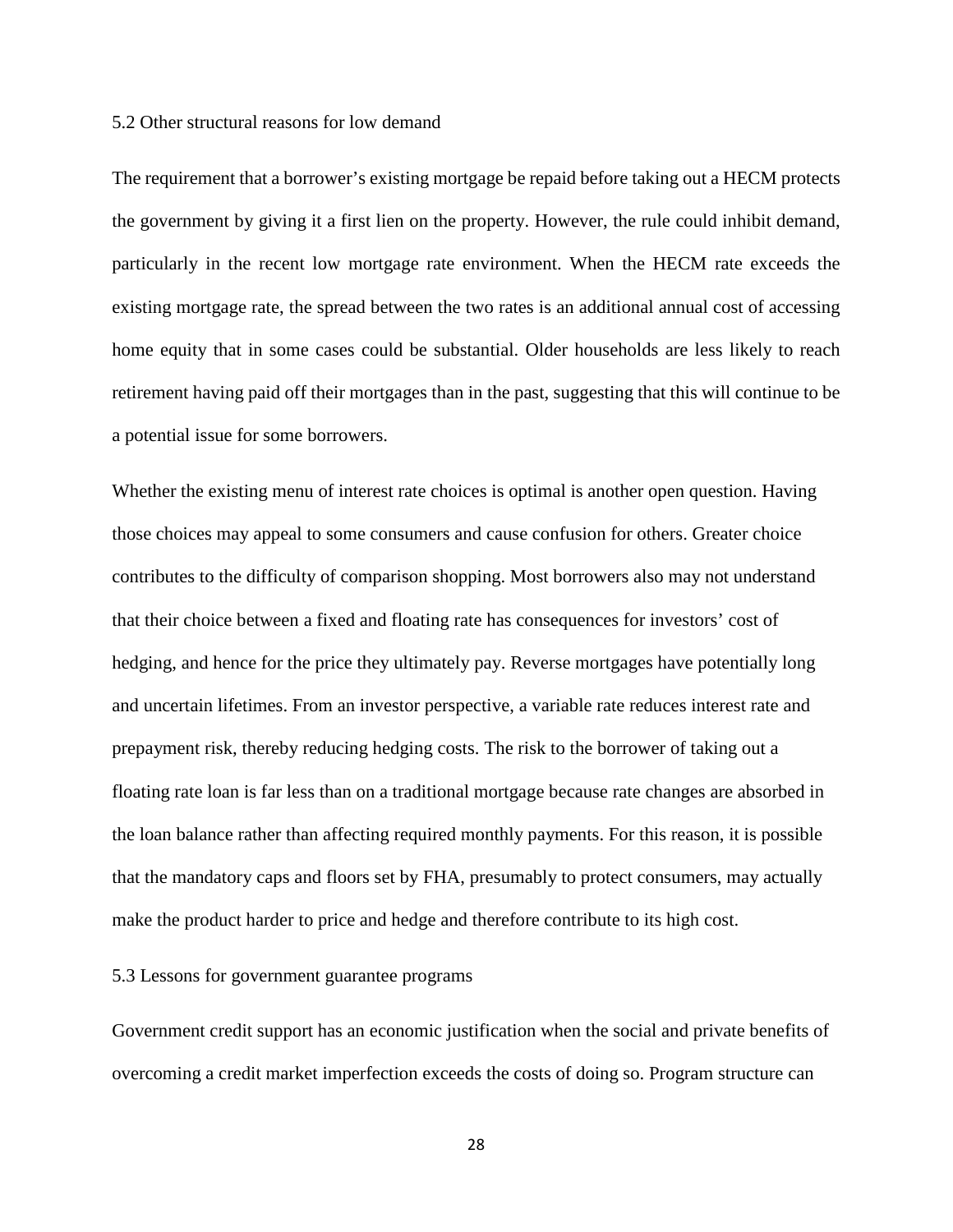### 5.2 Other structural reasons for low demand

The requirement that a borrower's existing mortgage be repaid before taking out a HECM protects the government by giving it a first lien on the property. However, the rule could inhibit demand, particularly in the recent low mortgage rate environment. When the HECM rate exceeds the existing mortgage rate, the spread between the two rates is an additional annual cost of accessing home equity that in some cases could be substantial. Older households are less likely to reach retirement having paid off their mortgages than in the past, suggesting that this will continue to be a potential issue for some borrowers.

Whether the existing menu of interest rate choices is optimal is another open question. Having those choices may appeal to some consumers and cause confusion for others. Greater choice contributes to the difficulty of comparison shopping. Most borrowers also may not understand that their choice between a fixed and floating rate has consequences for investors' cost of hedging, and hence for the price they ultimately pay. Reverse mortgages have potentially long and uncertain lifetimes. From an investor perspective, a variable rate reduces interest rate and prepayment risk, thereby reducing hedging costs. The risk to the borrower of taking out a floating rate loan is far less than on a traditional mortgage because rate changes are absorbed in the loan balance rather than affecting required monthly payments. For this reason, it is possible that the mandatory caps and floors set by FHA, presumably to protect consumers, may actually make the product harder to price and hedge and therefore contribute to its high cost.

### 5.3 Lessons for government guarantee programs

Government credit support has an economic justification when the social and private benefits of overcoming a credit market imperfection exceeds the costs of doing so. Program structure can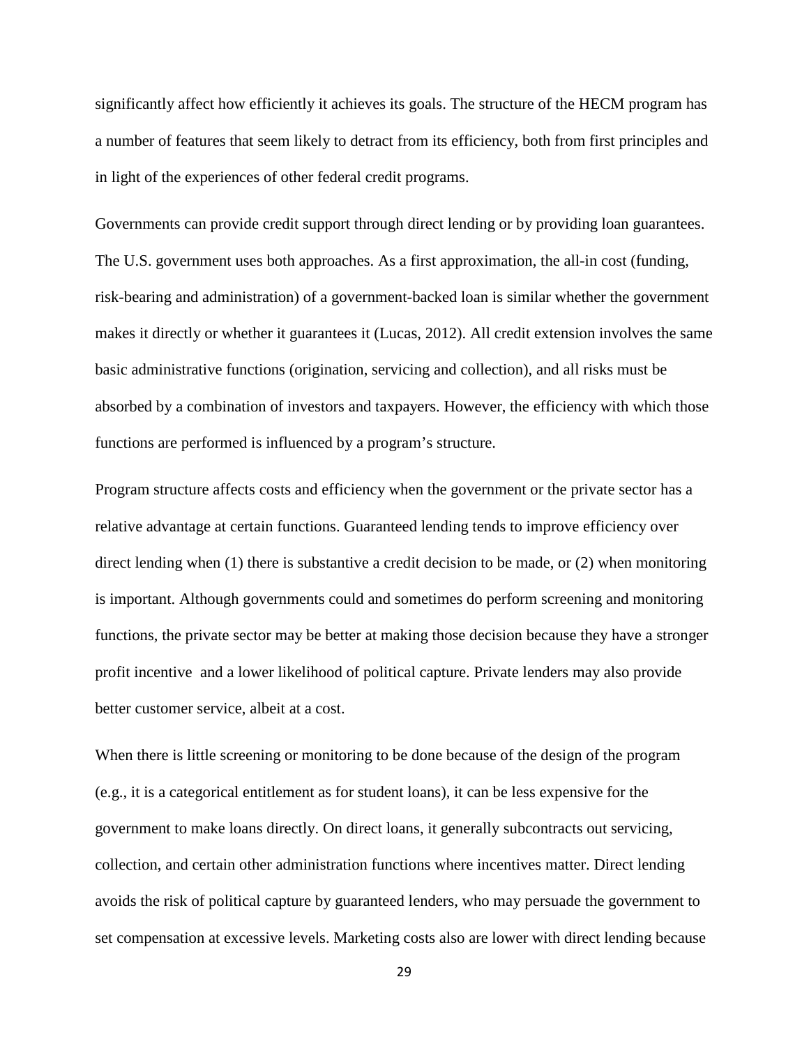significantly affect how efficiently it achieves its goals. The structure of the HECM program has a number of features that seem likely to detract from its efficiency, both from first principles and in light of the experiences of other federal credit programs.

Governments can provide credit support through direct lending or by providing loan guarantees. The U.S. government uses both approaches. As a first approximation, the all-in cost (funding, risk-bearing and administration) of a government-backed loan is similar whether the government makes it directly or whether it guarantees it (Lucas, 2012). All credit extension involves the same basic administrative functions (origination, servicing and collection), and all risks must be absorbed by a combination of investors and taxpayers. However, the efficiency with which those functions are performed is influenced by a program's structure.

Program structure affects costs and efficiency when the government or the private sector has a relative advantage at certain functions. Guaranteed lending tends to improve efficiency over direct lending when (1) there is substantive a credit decision to be made, or (2) when monitoring is important. Although governments could and sometimes do perform screening and monitoring functions, the private sector may be better at making those decision because they have a stronger profit incentive and a lower likelihood of political capture. Private lenders may also provide better customer service, albeit at a cost.

When there is little screening or monitoring to be done because of the design of the program (e.g., it is a categorical entitlement as for student loans), it can be less expensive for the government to make loans directly. On direct loans, it generally subcontracts out servicing, collection, and certain other administration functions where incentives matter. Direct lending avoids the risk of political capture by guaranteed lenders, who may persuade the government to set compensation at excessive levels. Marketing costs also are lower with direct lending because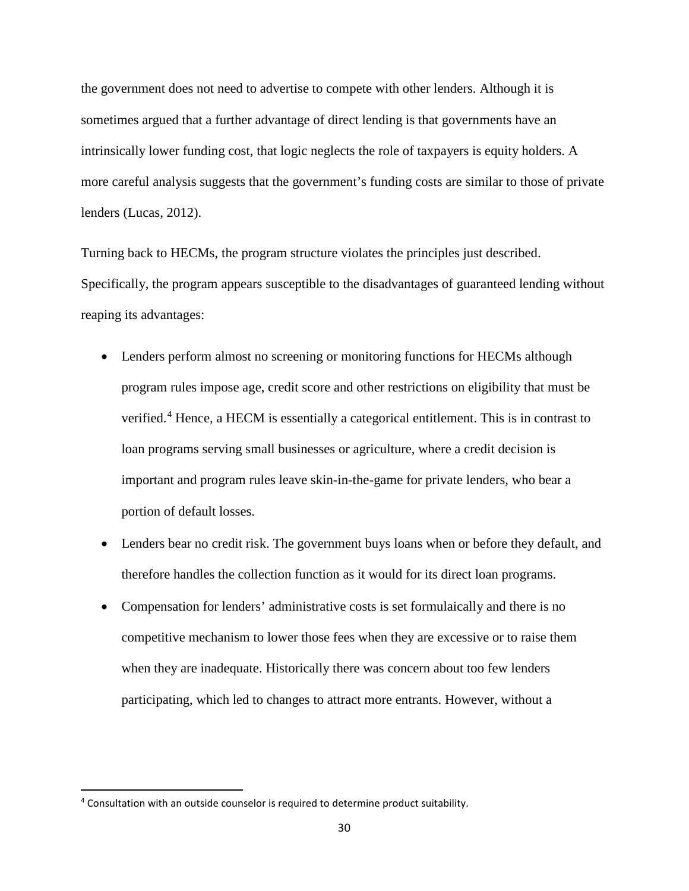the government does not need to advertise to compete with other lenders. Although it is sometimes argued that a further advantage of direct lending is that governments have an intrinsically lower funding cost, that logic neglects the role of taxpayers is equity holders. A more careful analysis suggests that the government's funding costs are similar to those of private lenders (Lucas, 2012).

Turning back to HECMs, the program structure violates the principles just described. Specifically, the program appears susceptible to the disadvantages of guaranteed lending without reaping its advantages:

- Lenders perform almost no screening or monitoring functions for HECMs although program rules impose age, credit score and other restrictions on eligibility that must be verified.[4] Hence, a HECM is essentially a categorical entitlement. This is in contrast to loan programs serving small businesses or agriculture, where a credit decision is important and program rules leave skin-in-the-game for private lenders, who bear a portion of default losses.
- Lenders bear no credit risk. The government buys loans when or before they default, and therefore handles the collection function as it would for its direct loan programs.
- Compensation for lenders' administrative costs is set formulaically and there is no competitive mechanism to lower those fees when they are excessive or to raise them when they are inadequate. Historically there was concern about too few lenders participating, which led to changes to attract more entrants. However, without a

[4] Consultation with an outside counselor is required to determine product suitability.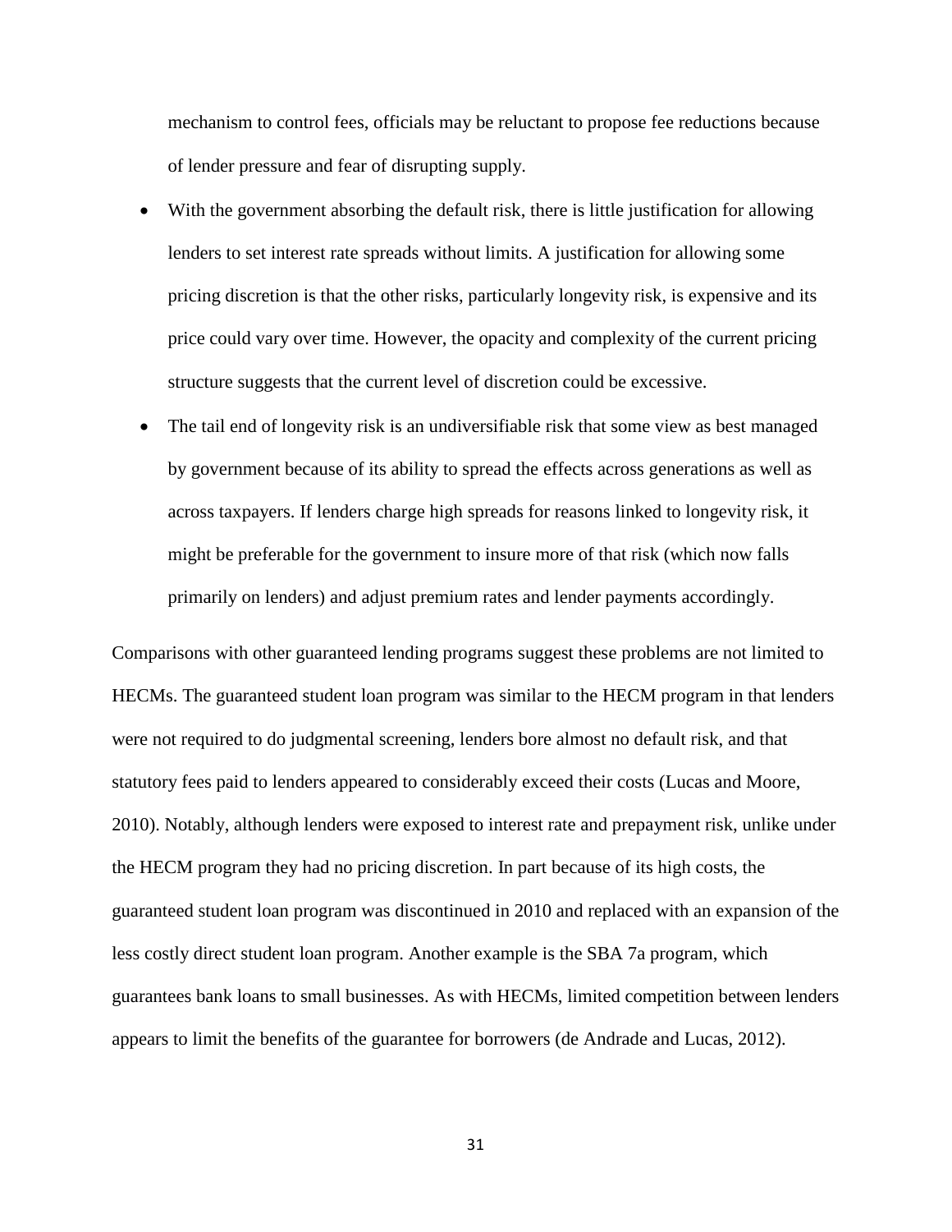mechanism to control fees, officials may be reluctant to propose fee reductions because of lender pressure and fear of disrupting supply.

- With the government absorbing the default risk, there is little justification for allowing lenders to set interest rate spreads without limits. A justification for allowing some pricing discretion is that the other risks, particularly longevity risk, is expensive and its price could vary over time. However, the opacity and complexity of the current pricing structure suggests that the current level of discretion could be excessive.
- The tail end of longevity risk is an undiversifiable risk that some view as best managed by government because of its ability to spread the effects across generations as well as across taxpayers. If lenders charge high spreads for reasons linked to longevity risk, it might be preferable for the government to insure more of that risk (which now falls primarily on lenders) and adjust premium rates and lender payments accordingly.

Comparisons with other guaranteed lending programs suggest these problems are not limited to HECMs. The guaranteed student loan program was similar to the HECM program in that lenders were not required to do judgmental screening, lenders bore almost no default risk, and that statutory fees paid to lenders appeared to considerably exceed their costs (Lucas and Moore, 2010). Notably, although lenders were exposed to interest rate and prepayment risk, unlike under the HECM program they had no pricing discretion. In part because of its high costs, the guaranteed student loan program was discontinued in 2010 and replaced with an expansion of the less costly direct student loan program. Another example is the SBA 7a program, which guarantees bank loans to small businesses. As with HECMs, limited competition between lenders appears to limit the benefits of the guarantee for borrowers (de Andrade and Lucas, 2012).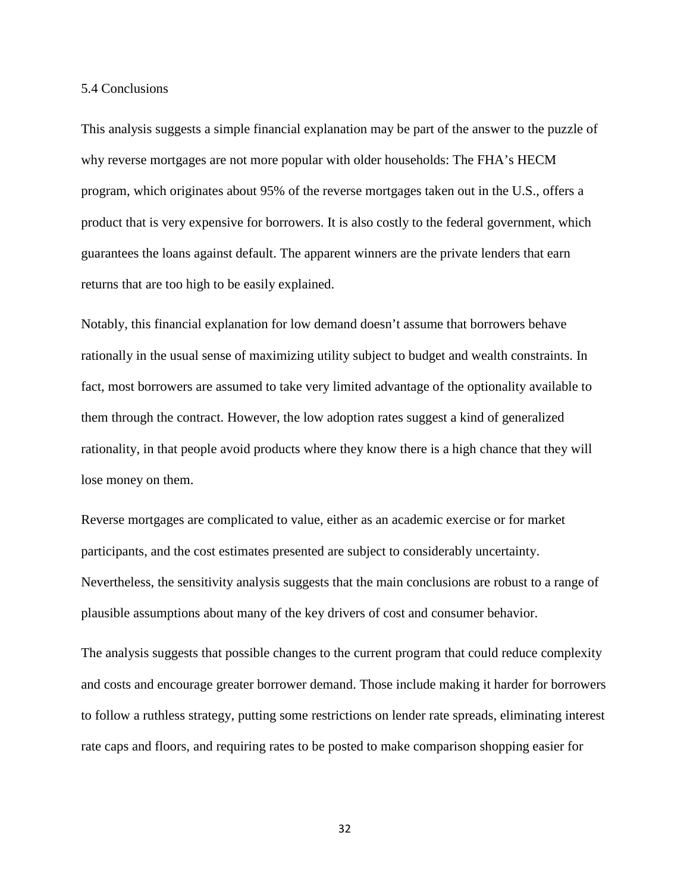### 5.4 Conclusions

This analysis suggests a simple financial explanation may be part of the answer to the puzzle of why reverse mortgages are not more popular with older households: The FHA's HECM program, which originates about 95% of the reverse mortgages taken out in the U.S., offers a product that is very expensive for borrowers. It is also costly to the federal government, which guarantees the loans against default. The apparent winners are the private lenders that earn returns that are too high to be easily explained.

Notably, this financial explanation for low demand doesn't assume that borrowers behave rationally in the usual sense of maximizing utility subject to budget and wealth constraints. In fact, most borrowers are assumed to take very limited advantage of the optionality available to them through the contract. However, the low adoption rates suggest a kind of generalized rationality, in that people avoid products where they know there is a high chance that they will lose money on them.

Reverse mortgages are complicated to value, either as an academic exercise or for market participants, and the cost estimates presented are subject to considerably uncertainty. Nevertheless, the sensitivity analysis suggests that the main conclusions are robust to a range of plausible assumptions about many of the key drivers of cost and consumer behavior.

The analysis suggests that possible changes to the current program that could reduce complexity and costs and encourage greater borrower demand. Those include making it harder for borrowers to follow a ruthless strategy, putting some restrictions on lender rate spreads, eliminating interest rate caps and floors, and requiring rates to be posted to make comparison shopping easier for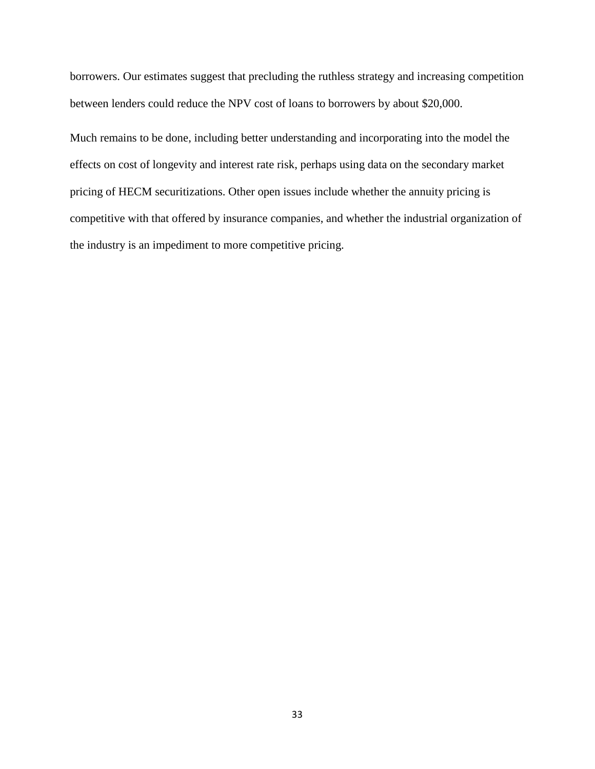borrowers. Our estimates suggest that precluding the ruthless strategy and increasing competition between lenders could reduce the NPV cost of loans to borrowers by about $20,000.

Much remains to be done, including better understanding and incorporating into the model the effects on cost of longevity and interest rate risk, perhaps using data on the secondary market pricing of HECM securitizations. Other open issues include whether the annuity pricing is competitive with that offered by insurance companies, and whether the industrial organization of the industry is an impediment to more competitive pricing.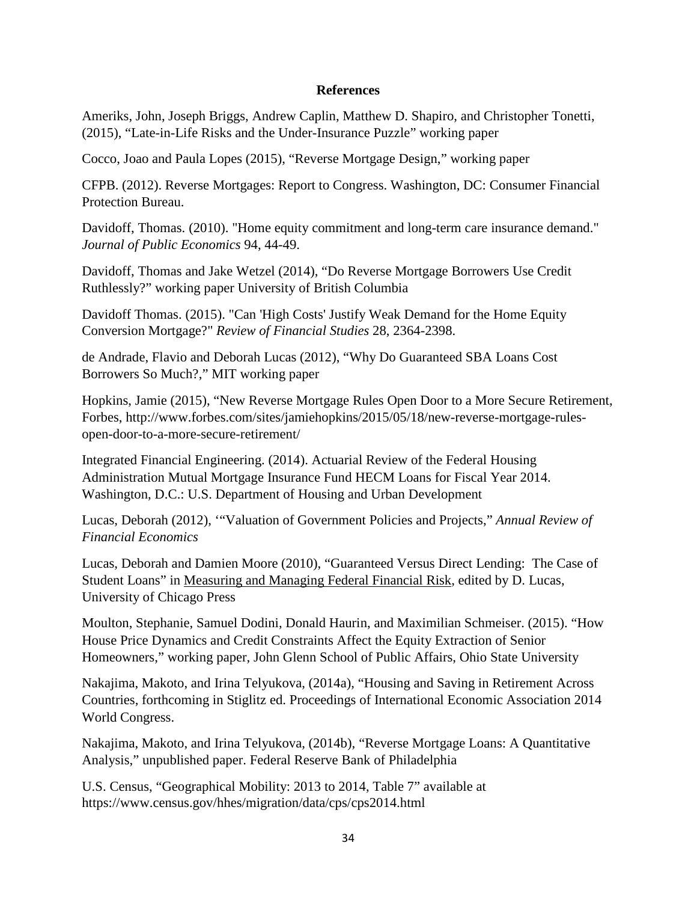# References

Ameriks, John, Joseph Briggs, Andrew Caplin, Matthew D. Shapiro, and Christopher Tonetti, (2015), "Late-in-Life Risks and the Under-Insurance Puzzle" working paper

Cocco, Joao and Paula Lopes (2015), "Reverse Mortgage Design," working paper

CFPB. (2012). Reverse Mortgages: Report to Congress. Washington, DC: Consumer Financial Protection Bureau.

Davidoff, Thomas. (2010). "Home equity commitment and long-term care insurance demand." *Journal of Public Economics* 94, 44-49.

Davidoff, Thomas and Jake Wetzel (2014), "Do Reverse Mortgage Borrowers Use Credit Ruthlessly?" working paper University of British Columbia

Davidoff Thomas. (2015). "Can 'High Costs' Justify Weak Demand for the Home Equity Conversion Mortgage?" *Review of Financial Studies* 28, 2364-2398.

de Andrade, Flavio and Deborah Lucas (2012), "Why Do Guaranteed SBA Loans Cost Borrowers So Much?," MIT working paper

Hopkins, Jamie (2015), "New Reverse Mortgage Rules Open Door to a More Secure Retirement, Forbes, http://www.forbes.com/sites/jamiehopkins/2015/05/18/new-reverse-mortgage-rules-open-door-to-a-more-secure-retirement/

Integrated Financial Engineering. (2014). Actuarial Review of the Federal Housing Administration Mutual Mortgage Insurance Fund HECM Loans for Fiscal Year 2014. Washington, D.C.: U.S. Department of Housing and Urban Development

Lucas, Deborah (2012), '"Valuation of Government Policies and Projects," *Annual Review of Financial Economics*

Lucas, Deborah and Damien Moore (2010), "Guaranteed Versus Direct Lending: The Case of Student Loans" in Measuring and Managing Federal Financial Risk, edited by D. Lucas, University of Chicago Press

Moulton, Stephanie, Samuel Dodini, Donald Haurin, and Maximilian Schmeiser. (2015). "How House Price Dynamics and Credit Constraints Affect the Equity Extraction of Senior Homeowners," working paper, John Glenn School of Public Affairs, Ohio State University

Nakajima, Makoto, and Irina Telyukova, (2014a), "Housing and Saving in Retirement Across Countries, forthcoming in Stiglitz ed. Proceedings of International Economic Association 2014 World Congress.

Nakajima, Makoto, and Irina Telyukova, (2014b), "Reverse Mortgage Loans: A Quantitative Analysis," unpublished paper. Federal Reserve Bank of Philadelphia

U.S. Census, "Geographical Mobility: 2013 to 2014, Table 7" available at https://www.census.gov/hhes/migration/data/cps/cps2014.html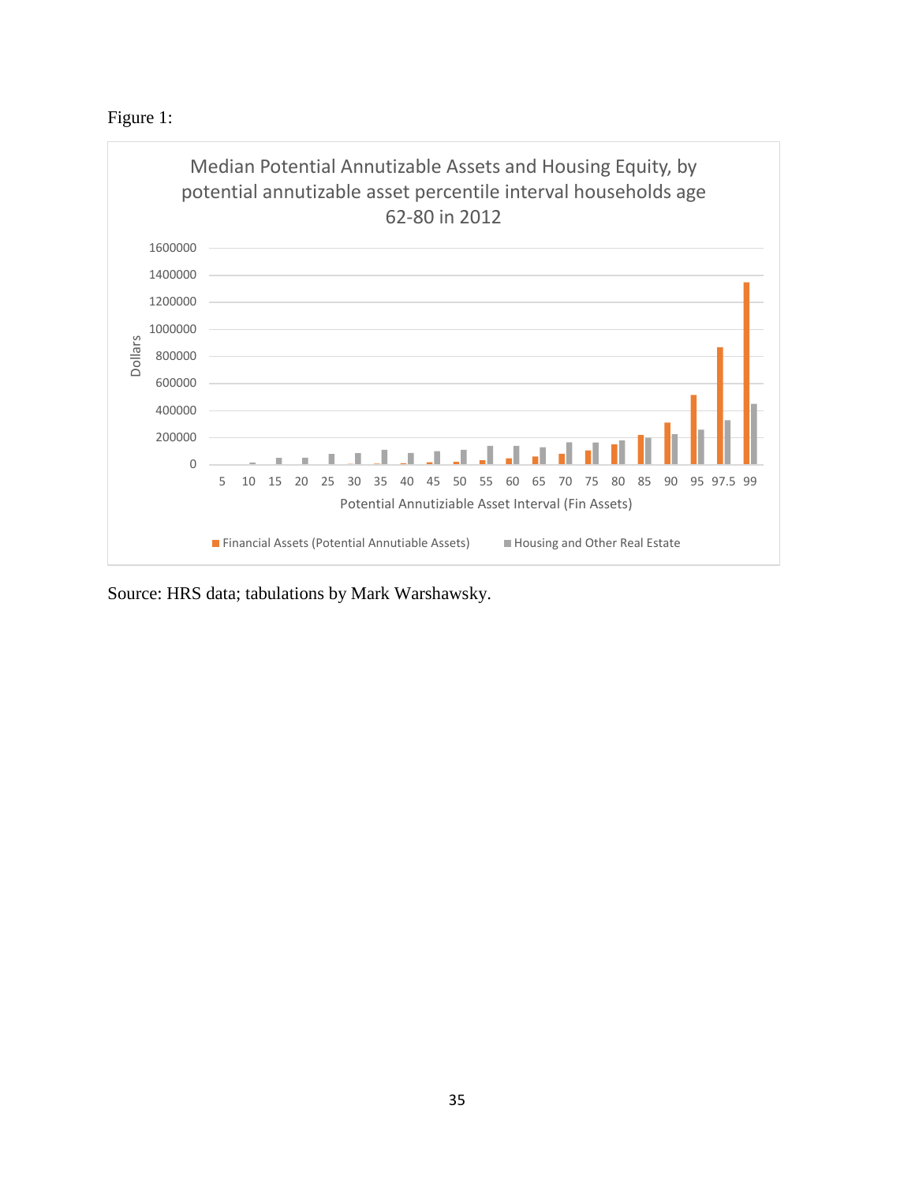Figure 1:

Median Potential Annutizable Assets and Housing Equity, by potential annutizable asset percentile interval households age 62-80 in 2012

Dollars

1600000
1400000
1200000
1000000
800000
600000
400000
200000
0

5 10 15 20 25 30 35 40 45 50 55 60 65 70 75 80 85 90 95 97.5 99

Potential Annutiziable Asset Interval (Fin Assets)

Financial Assets (Potential Annutiable Assets)
Housing and Other Real Estate

Source: HRS data; tabulations by Mark Warshawsky.